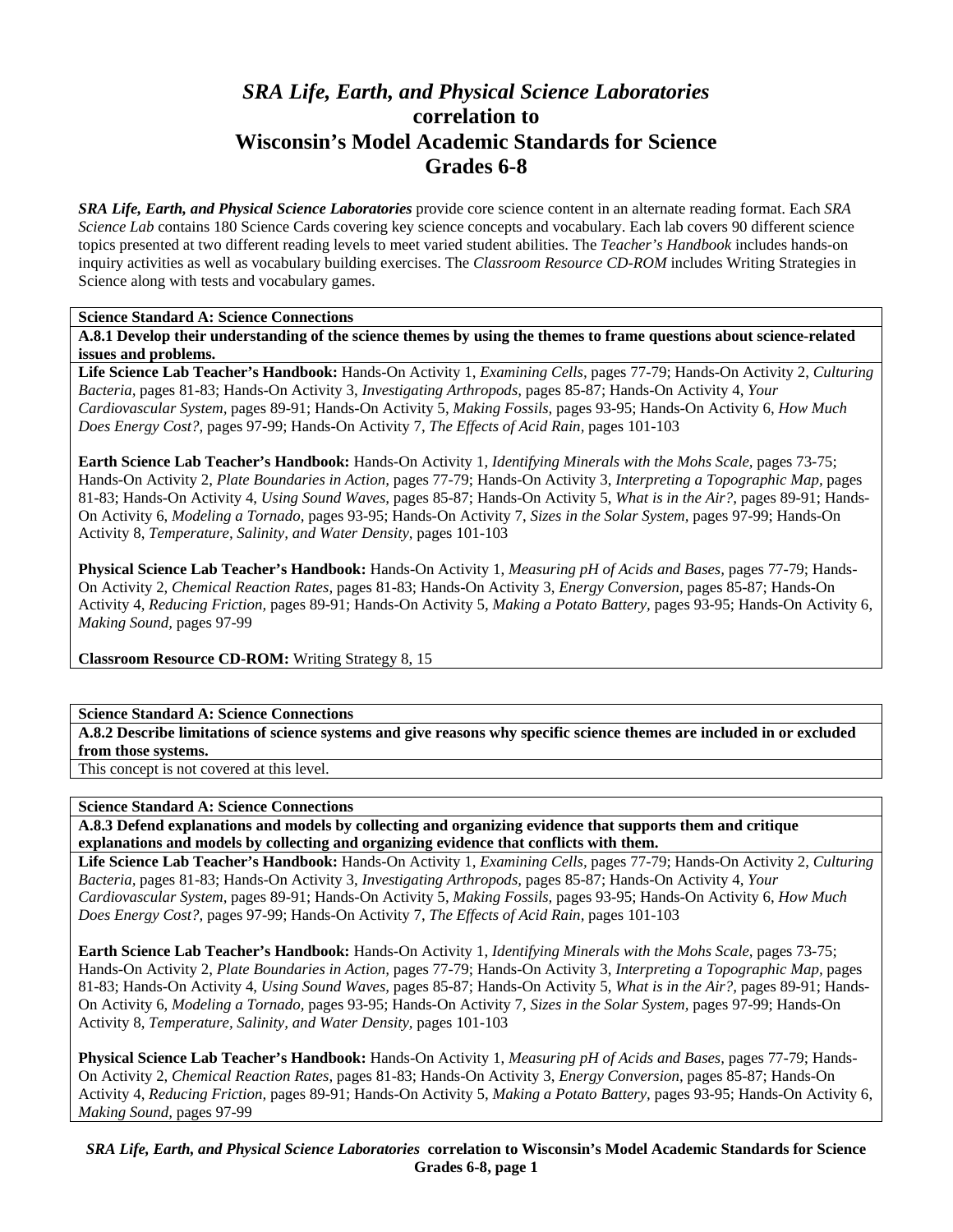# *SRA Life, Earth, and Physical Science Laboratories*
# correlation to
# Wisconsin's Model Academic Standards for Science
# Grades 6-8

***SRA Life, Earth, and Physical Science Laboratories*** provide core science content in an alternate reading format. Each *SRA Science Lab* contains 180 Science Cards covering key science concepts and vocabulary. Each lab covers 90 different science topics presented at two different reading levels to meet varied student abilities. The *Teacher's Handbook* includes hands-on inquiry activities as well as vocabulary building exercises. The *Classroom Resource CD-ROM* includes Writing Strategies in Science along with tests and vocabulary games.

---

**Science Standard A: Science Connections**

**A.8.1 Develop their understanding of the science themes by using the themes to frame questions about science-related issues and problems.**

**Life Science Lab Teacher's Handbook:** Hands-On Activity 1, *Examining Cells,* pages 77-79; Hands-On Activity 2, *Culturing Bacteria,* pages 81-83; Hands-On Activity 3, *Investigating Arthropods,* pages 85-87; Hands-On Activity 4, *Your Cardiovascular System,* pages 89-91; Hands-On Activity 5, *Making Fossils,* pages 93-95; Hands-On Activity 6, *How Much Does Energy Cost?,* pages 97-99; Hands-On Activity 7, *The Effects of Acid Rain,* pages 101-103

**Earth Science Lab Teacher's Handbook:** Hands-On Activity 1, *Identifying Minerals with the Mohs Scale,* pages 73-75; Hands-On Activity 2, *Plate Boundaries in Action,* pages 77-79; Hands-On Activity 3, *Interpreting a Topographic Map,* pages 81-83; Hands-On Activity 4, *Using Sound Waves,* pages 85-87; Hands-On Activity 5, *What is in the Air?,* pages 89-91; Hands-On Activity 6, *Modeling a Tornado,* pages 93-95; Hands-On Activity 7, *Sizes in the Solar System,* pages 97-99; Hands-On Activity 8, *Temperature, Salinity, and Water Density,* pages 101-103

**Physical Science Lab Teacher's Handbook:** Hands-On Activity 1, *Measuring pH of Acids and Bases,* pages 77-79; Hands-On Activity 2, *Chemical Reaction Rates,* pages 81-83; Hands-On Activity 3, *Energy Conversion,* pages 85-87; Hands-On Activity 4, *Reducing Friction,* pages 89-91; Hands-On Activity 5, *Making a Potato Battery,* pages 93-95; Hands-On Activity 6, *Making Sound,* pages 97-99

**Classroom Resource CD-ROM:** Writing Strategy 8, 15

---

**Science Standard A: Science Connections**

**A.8.2 Describe limitations of science systems and give reasons why specific science themes are included in or excluded from those systems.**

This concept is not covered at this level.

---

**Science Standard A: Science Connections**

**A.8.3 Defend explanations and models by collecting and organizing evidence that supports them and critique explanations and models by collecting and organizing evidence that conflicts with them.**

**Life Science Lab Teacher's Handbook:** Hands-On Activity 1, *Examining Cells,* pages 77-79; Hands-On Activity 2, *Culturing Bacteria,* pages 81-83; Hands-On Activity 3, *Investigating Arthropods,* pages 85-87; Hands-On Activity 4, *Your Cardiovascular System,* pages 89-91; Hands-On Activity 5, *Making Fossils,* pages 93-95; Hands-On Activity 6, *How Much Does Energy Cost?,* pages 97-99; Hands-On Activity 7, *The Effects of Acid Rain,* pages 101-103

**Earth Science Lab Teacher's Handbook:** Hands-On Activity 1, *Identifying Minerals with the Mohs Scale,* pages 73-75; Hands-On Activity 2, *Plate Boundaries in Action,* pages 77-79; Hands-On Activity 3, *Interpreting a Topographic Map,* pages 81-83; Hands-On Activity 4, *Using Sound Waves,* pages 85-87; Hands-On Activity 5, *What is in the Air?,* pages 89-91; Hands-On Activity 6, *Modeling a Tornado,* pages 93-95; Hands-On Activity 7, *Sizes in the Solar System,* pages 97-99; Hands-On Activity 8, *Temperature, Salinity, and Water Density,* pages 101-103

**Physical Science Lab Teacher's Handbook:** Hands-On Activity 1, *Measuring pH of Acids and Bases,* pages 77-79; Hands-On Activity 2, *Chemical Reaction Rates,* pages 81-83; Hands-On Activity 3, *Energy Conversion,* pages 85-87; Hands-On Activity 4, *Reducing Friction,* pages 89-91; Hands-On Activity 5, *Making a Potato Battery,* pages 93-95; Hands-On Activity 6, *Making Sound,* pages 97-99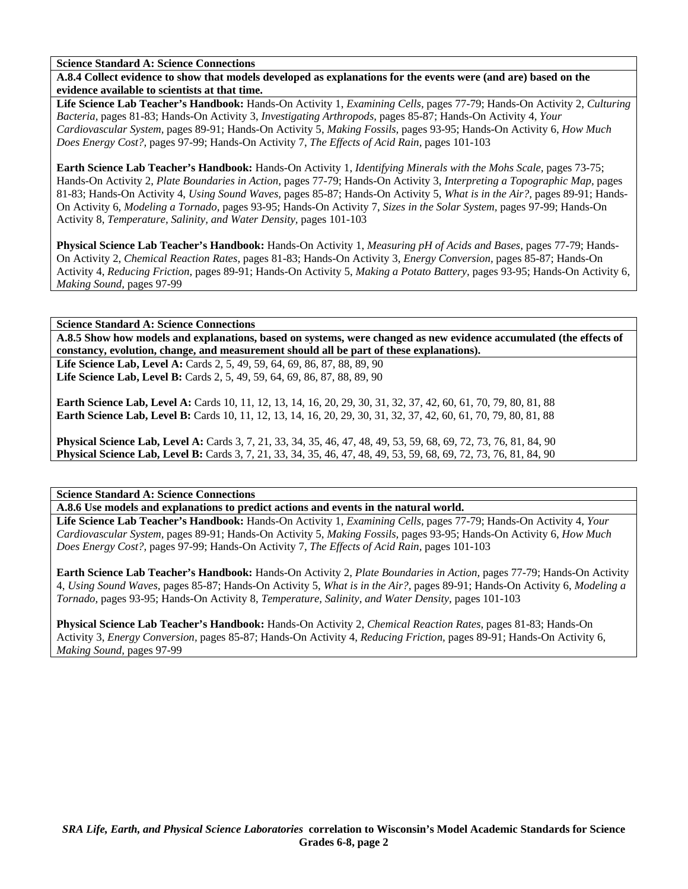**Science Standard A: Science Connections**

**A.8.4 Collect evidence to show that models developed as explanations for the events were (and are) based on the evidence available to scientists at that time.**

**Life Science Lab Teacher's Handbook:** Hands-On Activity 1, *Examining Cells,* pages 77-79; Hands-On Activity 2, *Culturing Bacteria,* pages 81-83; Hands-On Activity 3, *Investigating Arthropods,* pages 85-87; Hands-On Activity 4, *Your Cardiovascular System,* pages 89-91; Hands-On Activity 5, *Making Fossils,* pages 93-95; Hands-On Activity 6, *How Much Does Energy Cost?,* pages 97-99; Hands-On Activity 7, *The Effects of Acid Rain,* pages 101-103

**Earth Science Lab Teacher's Handbook:** Hands-On Activity 1, *Identifying Minerals with the Mohs Scale,* pages 73-75; Hands-On Activity 2, *Plate Boundaries in Action,* pages 77-79; Hands-On Activity 3, *Interpreting a Topographic Map,* pages 81-83; Hands-On Activity 4, *Using Sound Waves,* pages 85-87; Hands-On Activity 5, *What is in the Air?,* pages 89-91; Hands-On Activity 6, *Modeling a Tornado,* pages 93-95; Hands-On Activity 7, *Sizes in the Solar System,* pages 97-99; Hands-On Activity 8, *Temperature, Salinity, and Water Density,* pages 101-103

**Physical Science Lab Teacher's Handbook:** Hands-On Activity 1, *Measuring pH of Acids and Bases,* pages 77-79; Hands-On Activity 2, *Chemical Reaction Rates,* pages 81-83; Hands-On Activity 3, *Energy Conversion,* pages 85-87; Hands-On Activity 4, *Reducing Friction,* pages 89-91; Hands-On Activity 5, *Making a Potato Battery,* pages 93-95; Hands-On Activity 6, *Making Sound,* pages 97-99

**Science Standard A: Science Connections**

**A.8.5 Show how models and explanations, based on systems, were changed as new evidence accumulated (the effects of constancy, evolution, change, and measurement should all be part of these explanations).**

**Life Science Lab, Level A:** Cards 2, 5, 49, 59, 64, 69, 86, 87, 88, 89, 90
**Life Science Lab, Level B:** Cards 2, 5, 49, 59, 64, 69, 86, 87, 88, 89, 90

**Earth Science Lab, Level A:** Cards 10, 11, 12, 13, 14, 16, 20, 29, 30, 31, 32, 37, 42, 60, 61, 70, 79, 80, 81, 88
**Earth Science Lab, Level B:** Cards 10, 11, 12, 13, 14, 16, 20, 29, 30, 31, 32, 37, 42, 60, 61, 70, 79, 80, 81, 88

**Physical Science Lab, Level A:** Cards 3, 7, 21, 33, 34, 35, 46, 47, 48, 49, 53, 59, 68, 69, 72, 73, 76, 81, 84, 90
**Physical Science Lab, Level B:** Cards 3, 7, 21, 33, 34, 35, 46, 47, 48, 49, 53, 59, 68, 69, 72, 73, 76, 81, 84, 90

**Science Standard A: Science Connections**

**A.8.6 Use models and explanations to predict actions and events in the natural world.**

**Life Science Lab Teacher's Handbook:** Hands-On Activity 1, *Examining Cells,* pages 77-79; Hands-On Activity 4, *Your Cardiovascular System,* pages 89-91; Hands-On Activity 5, *Making Fossils,* pages 93-95; Hands-On Activity 6, *How Much Does Energy Cost?,* pages 97-99; Hands-On Activity 7, *The Effects of Acid Rain,* pages 101-103

**Earth Science Lab Teacher's Handbook:** Hands-On Activity 2, *Plate Boundaries in Action,* pages 77-79; Hands-On Activity 4, *Using Sound Waves,* pages 85-87; Hands-On Activity 5, *What is in the Air?,* pages 89-91; Hands-On Activity 6, *Modeling a Tornado,* pages 93-95; Hands-On Activity 8, *Temperature, Salinity, and Water Density,* pages 101-103

**Physical Science Lab Teacher's Handbook:** Hands-On Activity 2, *Chemical Reaction Rates,* pages 81-83; Hands-On Activity 3, *Energy Conversion,* pages 85-87; Hands-On Activity 4, *Reducing Friction,* pages 89-91; Hands-On Activity 6, *Making Sound,* pages 97-99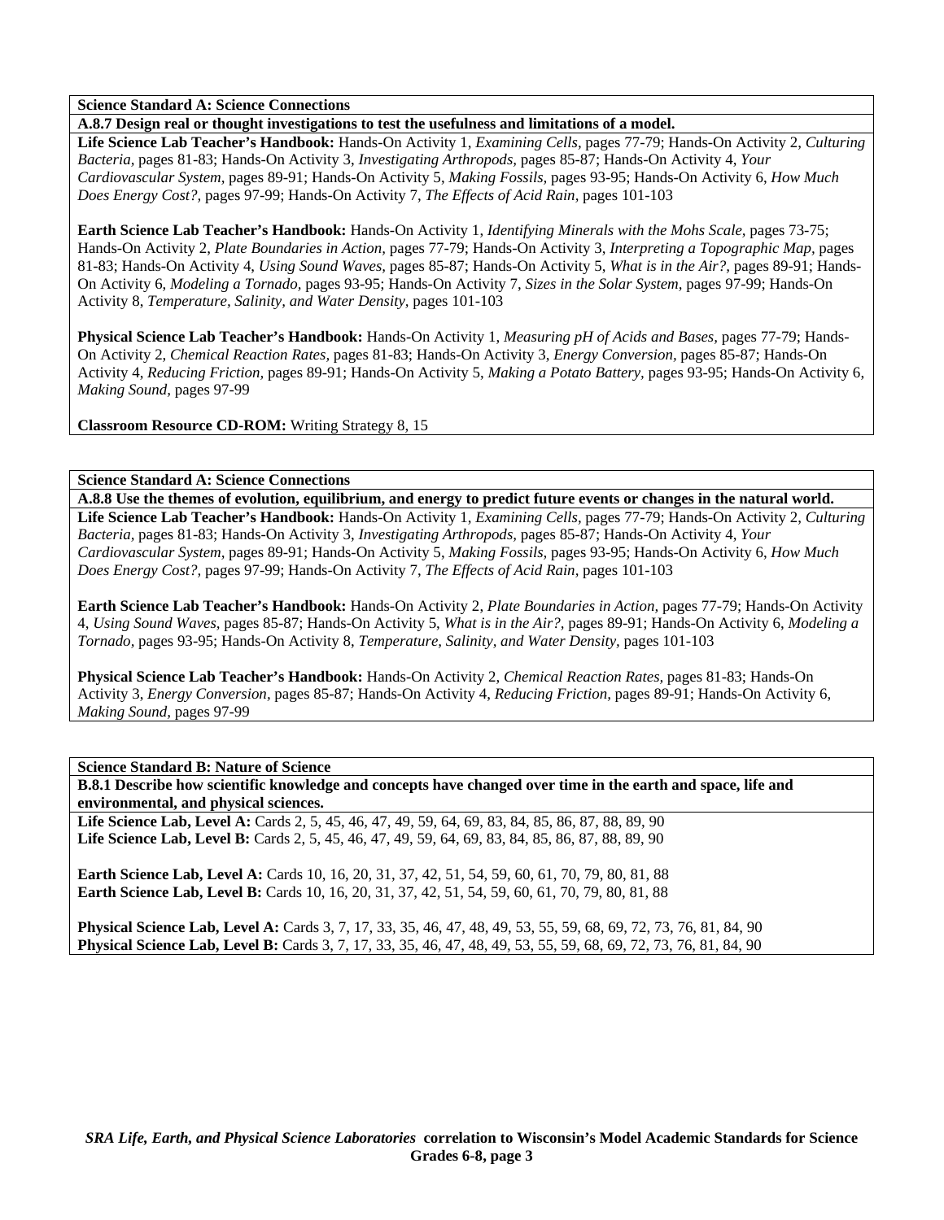**Science Standard A: Science Connections**

**A.8.7 Design real or thought investigations to test the usefulness and limitations of a model.**

**Life Science Lab Teacher's Handbook:** Hands-On Activity 1, *Examining Cells,* pages 77-79; Hands-On Activity 2, *Culturing Bacteria,* pages 81-83; Hands-On Activity 3, *Investigating Arthropods,* pages 85-87; Hands-On Activity 4, *Your Cardiovascular System,* pages 89-91; Hands-On Activity 5, *Making Fossils,* pages 93-95; Hands-On Activity 6, *How Much Does Energy Cost?,* pages 97-99; Hands-On Activity 7, *The Effects of Acid Rain,* pages 101-103

**Earth Science Lab Teacher's Handbook:** Hands-On Activity 1, *Identifying Minerals with the Mohs Scale,* pages 73-75; Hands-On Activity 2, *Plate Boundaries in Action,* pages 77-79; Hands-On Activity 3, *Interpreting a Topographic Map,* pages 81-83; Hands-On Activity 4, *Using Sound Waves,* pages 85-87; Hands-On Activity 5, *What is in the Air?,* pages 89-91; Hands-On Activity 6, *Modeling a Tornado,* pages 93-95; Hands-On Activity 7, *Sizes in the Solar System,* pages 97-99; Hands-On Activity 8, *Temperature, Salinity, and Water Density,* pages 101-103

**Physical Science Lab Teacher's Handbook:** Hands-On Activity 1, *Measuring pH of Acids and Bases,* pages 77-79; Hands-On Activity 2, *Chemical Reaction Rates,* pages 81-83; Hands-On Activity 3, *Energy Conversion,* pages 85-87; Hands-On Activity 4, *Reducing Friction,* pages 89-91; Hands-On Activity 5, *Making a Potato Battery,* pages 93-95; Hands-On Activity 6, *Making Sound,* pages 97-99

**Classroom Resource CD-ROM:** Writing Strategy 8, 15

**Science Standard A: Science Connections**

**A.8.8 Use the themes of evolution, equilibrium, and energy to predict future events or changes in the natural world.**

**Life Science Lab Teacher's Handbook:** Hands-On Activity 1, *Examining Cells,* pages 77-79; Hands-On Activity 2, *Culturing Bacteria,* pages 81-83; Hands-On Activity 3, *Investigating Arthropods,* pages 85-87; Hands-On Activity 4, *Your Cardiovascular System,* pages 89-91; Hands-On Activity 5, *Making Fossils,* pages 93-95; Hands-On Activity 6, *How Much Does Energy Cost?,* pages 97-99; Hands-On Activity 7, *The Effects of Acid Rain,* pages 101-103

**Earth Science Lab Teacher's Handbook:** Hands-On Activity 2, *Plate Boundaries in Action,* pages 77-79; Hands-On Activity 4, *Using Sound Waves,* pages 85-87; Hands-On Activity 5, *What is in the Air?,* pages 89-91; Hands-On Activity 6, *Modeling a Tornado,* pages 93-95; Hands-On Activity 8, *Temperature, Salinity, and Water Density,* pages 101-103

**Physical Science Lab Teacher's Handbook:** Hands-On Activity 2, *Chemical Reaction Rates,* pages 81-83; Hands-On Activity 3, *Energy Conversion,* pages 85-87; Hands-On Activity 4, *Reducing Friction,* pages 89-91; Hands-On Activity 6, *Making Sound,* pages 97-99

**Science Standard B: Nature of Science**

**B.8.1 Describe how scientific knowledge and concepts have changed over time in the earth and space, life and environmental, and physical sciences.**

**Life Science Lab, Level A:** Cards 2, 5, 45, 46, 47, 49, 59, 64, 69, 83, 84, 85, 86, 87, 88, 89, 90
**Life Science Lab, Level B:** Cards 2, 5, 45, 46, 47, 49, 59, 64, 69, 83, 84, 85, 86, 87, 88, 89, 90

**Earth Science Lab, Level A:** Cards 10, 16, 20, 31, 37, 42, 51, 54, 59, 60, 61, 70, 79, 80, 81, 88
**Earth Science Lab, Level B:** Cards 10, 16, 20, 31, 37, 42, 51, 54, 59, 60, 61, 70, 79, 80, 81, 88

**Physical Science Lab, Level A:** Cards 3, 7, 17, 33, 35, 46, 47, 48, 49, 53, 55, 59, 68, 69, 72, 73, 76, 81, 84, 90
**Physical Science Lab, Level B:** Cards 3, 7, 17, 33, 35, 46, 47, 48, 49, 53, 55, 59, 68, 69, 72, 73, 76, 81, 84, 90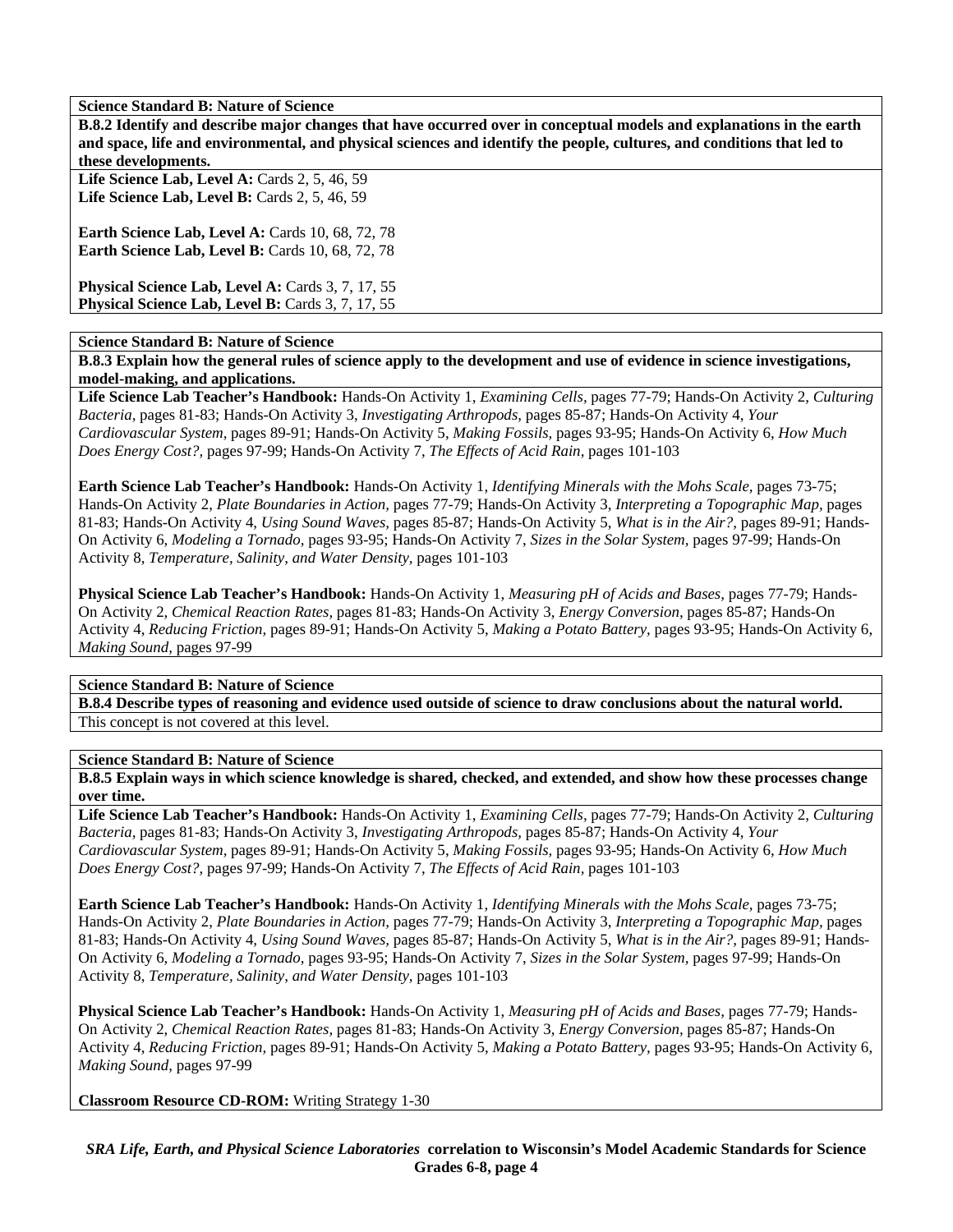**Science Standard B: Nature of Science**

**B.8.2 Identify and describe major changes that have occurred over in conceptual models and explanations in the earth and space, life and environmental, and physical sciences and identify the people, cultures, and conditions that led to these developments.**

**Life Science Lab, Level A:** Cards 2, 5, 46, 59
**Life Science Lab, Level B:** Cards 2, 5, 46, 59

**Earth Science Lab, Level A:** Cards 10, 68, 72, 78
**Earth Science Lab, Level B:** Cards 10, 68, 72, 78

**Physical Science Lab, Level A:** Cards 3, 7, 17, 55
**Physical Science Lab, Level B:** Cards 3, 7, 17, 55

**Science Standard B: Nature of Science**

**B.8.3 Explain how the general rules of science apply to the development and use of evidence in science investigations, model-making, and applications.**

**Life Science Lab Teacher's Handbook:** Hands-On Activity 1, *Examining Cells,* pages 77-79; Hands-On Activity 2, *Culturing Bacteria,* pages 81-83; Hands-On Activity 3, *Investigating Arthropods,* pages 85-87; Hands-On Activity 4, *Your Cardiovascular System,* pages 89-91; Hands-On Activity 5, *Making Fossils,* pages 93-95; Hands-On Activity 6, *How Much Does Energy Cost?,* pages 97-99; Hands-On Activity 7, *The Effects of Acid Rain,* pages 101-103

**Earth Science Lab Teacher's Handbook:** Hands-On Activity 1, *Identifying Minerals with the Mohs Scale,* pages 73-75; Hands-On Activity 2, *Plate Boundaries in Action,* pages 77-79; Hands-On Activity 3, *Interpreting a Topographic Map,* pages 81-83; Hands-On Activity 4, *Using Sound Waves,* pages 85-87; Hands-On Activity 5, *What is in the Air?,* pages 89-91; Hands-On Activity 6, *Modeling a Tornado,* pages 93-95; Hands-On Activity 7, *Sizes in the Solar System,* pages 97-99; Hands-On Activity 8, *Temperature, Salinity, and Water Density,* pages 101-103

**Physical Science Lab Teacher's Handbook:** Hands-On Activity 1, *Measuring pH of Acids and Bases,* pages 77-79; Hands-On Activity 2, *Chemical Reaction Rates,* pages 81-83; Hands-On Activity 3, *Energy Conversion,* pages 85-87; Hands-On Activity 4, *Reducing Friction,* pages 89-91; Hands-On Activity 5, *Making a Potato Battery,* pages 93-95; Hands-On Activity 6, *Making Sound,* pages 97-99

**Science Standard B: Nature of Science**

**B.8.4 Describe types of reasoning and evidence used outside of science to draw conclusions about the natural world.**

This concept is not covered at this level.

**Science Standard B: Nature of Science**

**B.8.5 Explain ways in which science knowledge is shared, checked, and extended, and show how these processes change over time.**

**Life Science Lab Teacher's Handbook:** Hands-On Activity 1, *Examining Cells,* pages 77-79; Hands-On Activity 2, *Culturing Bacteria,* pages 81-83; Hands-On Activity 3, *Investigating Arthropods,* pages 85-87; Hands-On Activity 4, *Your Cardiovascular System,* pages 89-91; Hands-On Activity 5, *Making Fossils,* pages 93-95; Hands-On Activity 6, *How Much Does Energy Cost?,* pages 97-99; Hands-On Activity 7, *The Effects of Acid Rain,* pages 101-103

**Earth Science Lab Teacher's Handbook:** Hands-On Activity 1, *Identifying Minerals with the Mohs Scale,* pages 73-75; Hands-On Activity 2, *Plate Boundaries in Action,* pages 77-79; Hands-On Activity 3, *Interpreting a Topographic Map,* pages 81-83; Hands-On Activity 4, *Using Sound Waves,* pages 85-87; Hands-On Activity 5, *What is in the Air?,* pages 89-91; Hands-On Activity 6, *Modeling a Tornado,* pages 93-95; Hands-On Activity 7, *Sizes in the Solar System,* pages 97-99; Hands-On Activity 8, *Temperature, Salinity, and Water Density,* pages 101-103

**Physical Science Lab Teacher's Handbook:** Hands-On Activity 1, *Measuring pH of Acids and Bases,* pages 77-79; Hands-On Activity 2, *Chemical Reaction Rates,* pages 81-83; Hands-On Activity 3, *Energy Conversion,* pages 85-87; Hands-On Activity 4, *Reducing Friction,* pages 89-91; Hands-On Activity 5, *Making a Potato Battery,* pages 93-95; Hands-On Activity 6, *Making Sound,* pages 97-99

**Classroom Resource CD-ROM:** Writing Strategy 1-30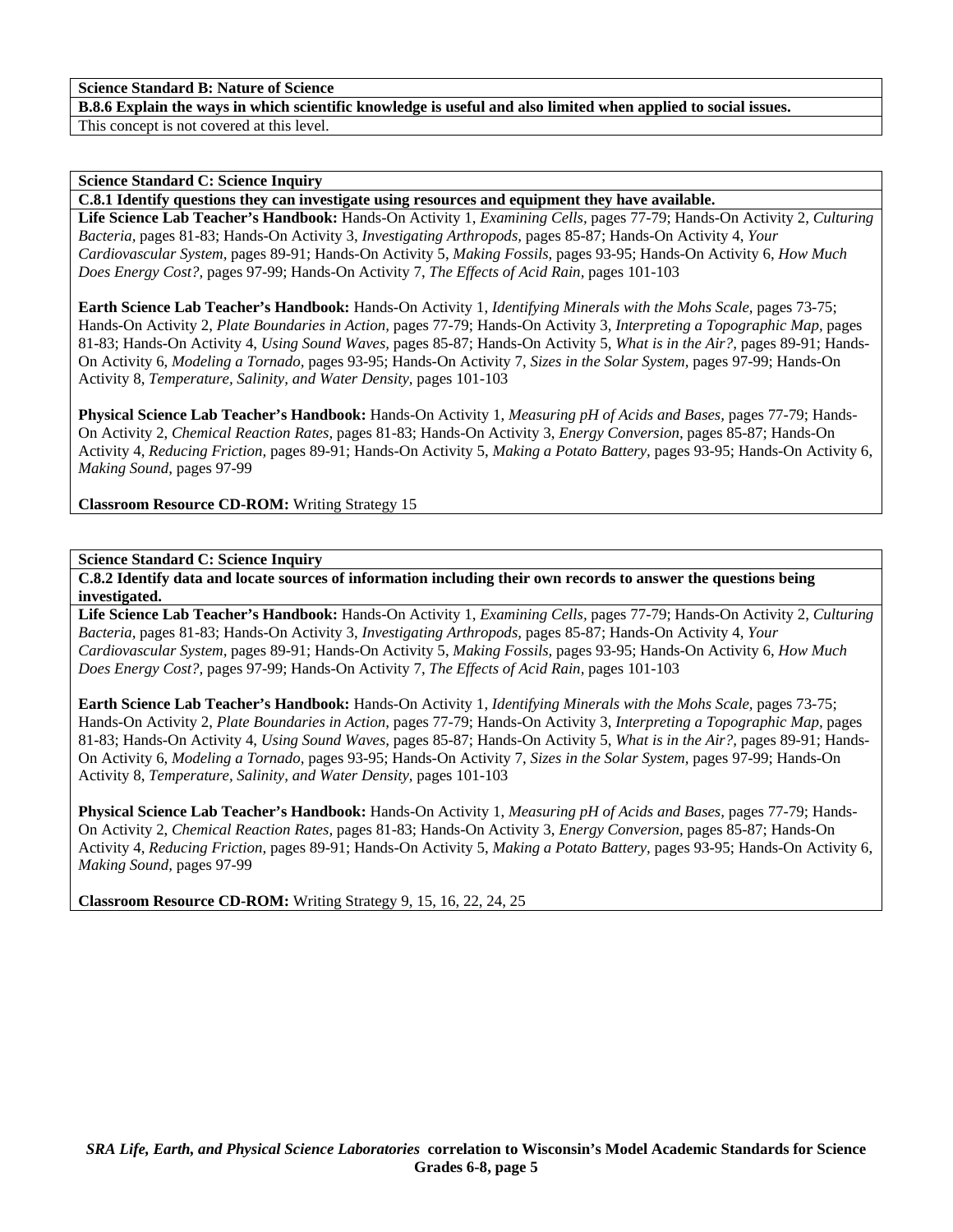**Science Standard B: Nature of Science**

**B.8.6 Explain the ways in which scientific knowledge is useful and also limited when applied to social issues.**

This concept is not covered at this level.

**Science Standard C: Science Inquiry**

**C.8.1 Identify questions they can investigate using resources and equipment they have available.**

**Life Science Lab Teacher's Handbook:** Hands-On Activity 1, *Examining Cells*, pages 77-79; Hands-On Activity 2, *Culturing Bacteria,* pages 81-83; Hands-On Activity 3, *Investigating Arthropods,* pages 85-87; Hands-On Activity 4, *Your Cardiovascular System,* pages 89-91; Hands-On Activity 5, *Making Fossils,* pages 93-95; Hands-On Activity 6, *How Much Does Energy Cost?,* pages 97-99; Hands-On Activity 7, *The Effects of Acid Rain,* pages 101-103

**Earth Science Lab Teacher's Handbook:** Hands-On Activity 1, *Identifying Minerals with the Mohs Scale,* pages 73-75; Hands-On Activity 2, *Plate Boundaries in Action,* pages 77-79; Hands-On Activity 3, *Interpreting a Topographic Map,* pages 81-83; Hands-On Activity 4, *Using Sound Waves,* pages 85-87; Hands-On Activity 5, *What is in the Air?,* pages 89-91; Hands-On Activity 6, *Modeling a Tornado,* pages 93-95; Hands-On Activity 7, *Sizes in the Solar System,* pages 97-99; Hands-On Activity 8, *Temperature, Salinity, and Water Density,* pages 101-103

**Physical Science Lab Teacher's Handbook:** Hands-On Activity 1, *Measuring pH of Acids and Bases,* pages 77-79; Hands-On Activity 2, *Chemical Reaction Rates,* pages 81-83; Hands-On Activity 3, *Energy Conversion,* pages 85-87; Hands-On Activity 4, *Reducing Friction,* pages 89-91; Hands-On Activity 5, *Making a Potato Battery,* pages 93-95; Hands-On Activity 6, *Making Sound,* pages 97-99

**Classroom Resource CD-ROM:** Writing Strategy 15

**Science Standard C: Science Inquiry**

**C.8.2 Identify data and locate sources of information including their own records to answer the questions being investigated.**

**Life Science Lab Teacher's Handbook:** Hands-On Activity 1, *Examining Cells,* pages 77-79; Hands-On Activity 2, *Culturing Bacteria,* pages 81-83; Hands-On Activity 3, *Investigating Arthropods,* pages 85-87; Hands-On Activity 4, *Your Cardiovascular System,* pages 89-91; Hands-On Activity 5, *Making Fossils,* pages 93-95; Hands-On Activity 6, *How Much Does Energy Cost?,* pages 97-99; Hands-On Activity 7, *The Effects of Acid Rain,* pages 101-103

**Earth Science Lab Teacher's Handbook:** Hands-On Activity 1, *Identifying Minerals with the Mohs Scale,* pages 73-75; Hands-On Activity 2, *Plate Boundaries in Action,* pages 77-79; Hands-On Activity 3, *Interpreting a Topographic Map,* pages 81-83; Hands-On Activity 4, *Using Sound Waves,* pages 85-87; Hands-On Activity 5, *What is in the Air?,* pages 89-91; Hands-On Activity 6, *Modeling a Tornado,* pages 93-95; Hands-On Activity 7, *Sizes in the Solar System,* pages 97-99; Hands-On Activity 8, *Temperature, Salinity, and Water Density,* pages 101-103

**Physical Science Lab Teacher's Handbook:** Hands-On Activity 1, *Measuring pH of Acids and Bases,* pages 77-79; Hands-On Activity 2, *Chemical Reaction Rates,* pages 81-83; Hands-On Activity 3, *Energy Conversion,* pages 85-87; Hands-On Activity 4, *Reducing Friction,* pages 89-91; Hands-On Activity 5, *Making a Potato Battery,* pages 93-95; Hands-On Activity 6, *Making Sound,* pages 97-99

**Classroom Resource CD-ROM:** Writing Strategy 9, 15, 16, 22, 24, 25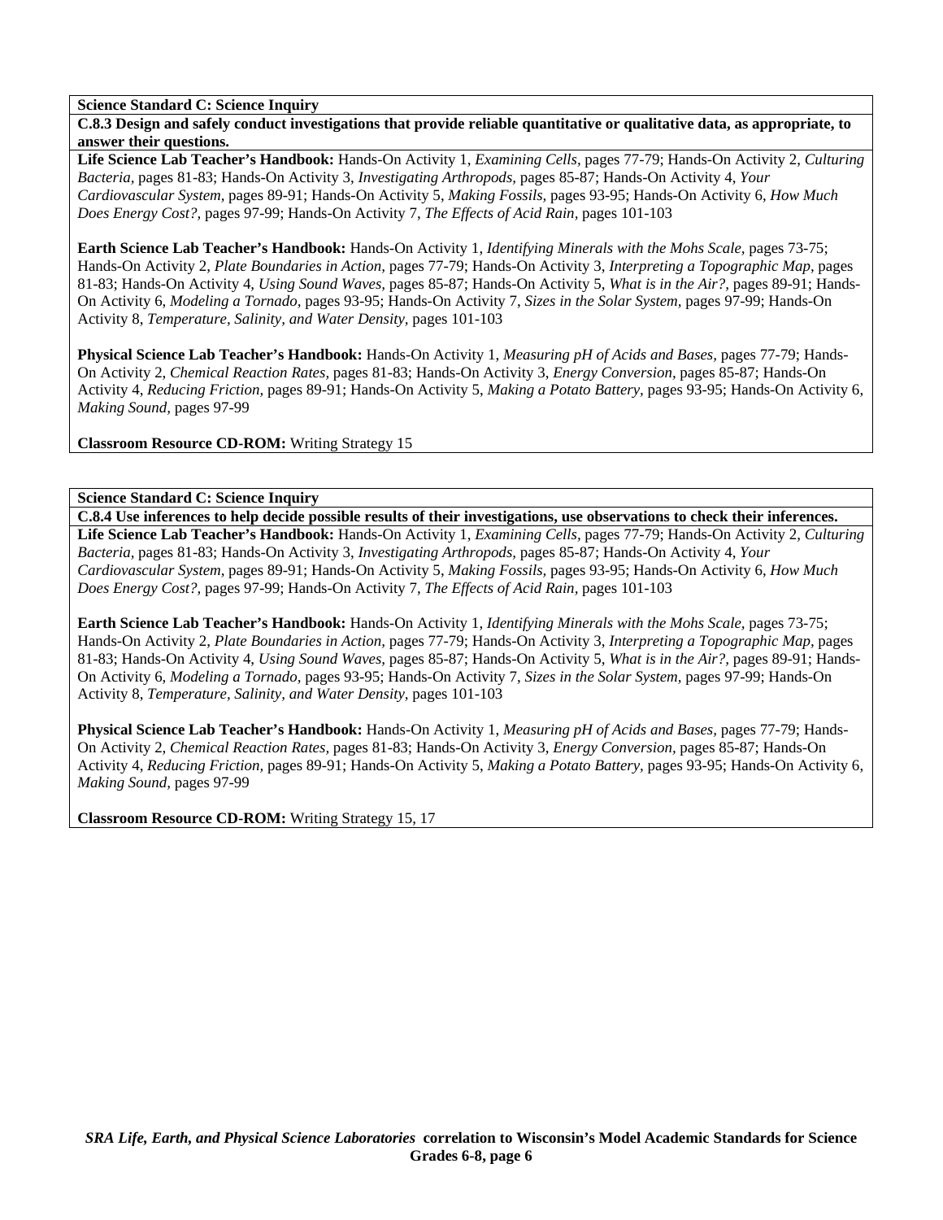**Science Standard C: Science Inquiry**

**C.8.3 Design and safely conduct investigations that provide reliable quantitative or qualitative data, as appropriate, to answer their questions.**

**Life Science Lab Teacher's Handbook:** Hands-On Activity 1, *Examining Cells,* pages 77-79; Hands-On Activity 2, *Culturing Bacteria,* pages 81-83; Hands-On Activity 3, *Investigating Arthropods,* pages 85-87; Hands-On Activity 4, *Your Cardiovascular System,* pages 89-91; Hands-On Activity 5, *Making Fossils,* pages 93-95; Hands-On Activity 6, *How Much Does Energy Cost?,* pages 97-99; Hands-On Activity 7, *The Effects of Acid Rain,* pages 101-103

**Earth Science Lab Teacher's Handbook:** Hands-On Activity 1, *Identifying Minerals with the Mohs Scale,* pages 73-75; Hands-On Activity 2, *Plate Boundaries in Action,* pages 77-79; Hands-On Activity 3, *Interpreting a Topographic Map,* pages 81-83; Hands-On Activity 4, *Using Sound Waves,* pages 85-87; Hands-On Activity 5, *What is in the Air?,* pages 89-91; Hands-On Activity 6, *Modeling a Tornado,* pages 93-95; Hands-On Activity 7, *Sizes in the Solar System,* pages 97-99; Hands-On Activity 8, *Temperature, Salinity, and Water Density,* pages 101-103

**Physical Science Lab Teacher's Handbook:** Hands-On Activity 1, *Measuring pH of Acids and Bases,* pages 77-79; Hands-On Activity 2, *Chemical Reaction Rates,* pages 81-83; Hands-On Activity 3, *Energy Conversion,* pages 85-87; Hands-On Activity 4, *Reducing Friction,* pages 89-91; Hands-On Activity 5, *Making a Potato Battery,* pages 93-95; Hands-On Activity 6, *Making Sound,* pages 97-99

**Classroom Resource CD-ROM:** Writing Strategy 15

**Science Standard C: Science Inquiry**

**C.8.4 Use inferences to help decide possible results of their investigations, use observations to check their inferences.**

**Life Science Lab Teacher's Handbook:** Hands-On Activity 1, *Examining Cells,* pages 77-79; Hands-On Activity 2, *Culturing Bacteria,* pages 81-83; Hands-On Activity 3, *Investigating Arthropods,* pages 85-87; Hands-On Activity 4, *Your Cardiovascular System,* pages 89-91; Hands-On Activity 5, *Making Fossils,* pages 93-95; Hands-On Activity 6, *How Much Does Energy Cost?,* pages 97-99; Hands-On Activity 7, *The Effects of Acid Rain,* pages 101-103

**Earth Science Lab Teacher's Handbook:** Hands-On Activity 1, *Identifying Minerals with the Mohs Scale,* pages 73-75; Hands-On Activity 2, *Plate Boundaries in Action,* pages 77-79; Hands-On Activity 3, *Interpreting a Topographic Map,* pages 81-83; Hands-On Activity 4, *Using Sound Waves,* pages 85-87; Hands-On Activity 5, *What is in the Air?,* pages 89-91; Hands-On Activity 6, *Modeling a Tornado,* pages 93-95; Hands-On Activity 7, *Sizes in the Solar System,* pages 97-99; Hands-On Activity 8, *Temperature, Salinity, and Water Density,* pages 101-103

**Physical Science Lab Teacher's Handbook:** Hands-On Activity 1, *Measuring pH of Acids and Bases,* pages 77-79; Hands-On Activity 2, *Chemical Reaction Rates,* pages 81-83; Hands-On Activity 3, *Energy Conversion,* pages 85-87; Hands-On Activity 4, *Reducing Friction,* pages 89-91; Hands-On Activity 5, *Making a Potato Battery,* pages 93-95; Hands-On Activity 6, *Making Sound,* pages 97-99

**Classroom Resource CD-ROM:** Writing Strategy 15, 17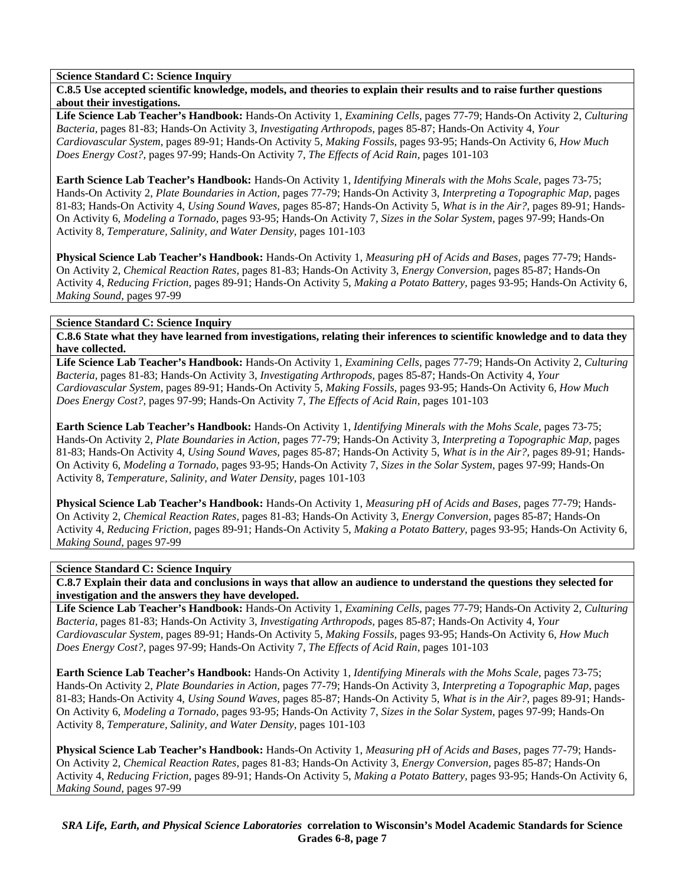**Science Standard C: Science Inquiry**

**C.8.5 Use accepted scientific knowledge, models, and theories to explain their results and to raise further questions about their investigations.**

**Life Science Lab Teacher's Handbook:** Hands-On Activity 1, *Examining Cells,* pages 77-79; Hands-On Activity 2, *Culturing Bacteria,* pages 81-83; Hands-On Activity 3, *Investigating Arthropods,* pages 85-87; Hands-On Activity 4, *Your Cardiovascular System,* pages 89-91; Hands-On Activity 5, *Making Fossils,* pages 93-95; Hands-On Activity 6, *How Much Does Energy Cost?,* pages 97-99; Hands-On Activity 7, *The Effects of Acid Rain,* pages 101-103

**Earth Science Lab Teacher's Handbook:** Hands-On Activity 1, *Identifying Minerals with the Mohs Scale,* pages 73-75; Hands-On Activity 2, *Plate Boundaries in Action,* pages 77-79; Hands-On Activity 3, *Interpreting a Topographic Map,* pages 81-83; Hands-On Activity 4, *Using Sound Waves,* pages 85-87; Hands-On Activity 5, *What is in the Air?,* pages 89-91; Hands-On Activity 6, *Modeling a Tornado,* pages 93-95; Hands-On Activity 7, *Sizes in the Solar System,* pages 97-99; Hands-On Activity 8, *Temperature, Salinity, and Water Density,* pages 101-103

**Physical Science Lab Teacher's Handbook:** Hands-On Activity 1, *Measuring pH of Acids and Bases,* pages 77-79; Hands-On Activity 2, *Chemical Reaction Rates,* pages 81-83; Hands-On Activity 3, *Energy Conversion,* pages 85-87; Hands-On Activity 4, *Reducing Friction,* pages 89-91; Hands-On Activity 5, *Making a Potato Battery,* pages 93-95; Hands-On Activity 6, *Making Sound,* pages 97-99

**Science Standard C: Science Inquiry**

**C.8.6 State what they have learned from investigations, relating their inferences to scientific knowledge and to data they have collected.**

**Life Science Lab Teacher's Handbook:** Hands-On Activity 1, *Examining Cells,* pages 77-79; Hands-On Activity 2, *Culturing Bacteria,* pages 81-83; Hands-On Activity 3, *Investigating Arthropods,* pages 85-87; Hands-On Activity 4, *Your Cardiovascular System,* pages 89-91; Hands-On Activity 5, *Making Fossils,* pages 93-95; Hands-On Activity 6, *How Much Does Energy Cost?,* pages 97-99; Hands-On Activity 7, *The Effects of Acid Rain,* pages 101-103

**Earth Science Lab Teacher's Handbook:** Hands-On Activity 1, *Identifying Minerals with the Mohs Scale,* pages 73-75; Hands-On Activity 2, *Plate Boundaries in Action,* pages 77-79; Hands-On Activity 3, *Interpreting a Topographic Map,* pages 81-83; Hands-On Activity 4, *Using Sound Waves,* pages 85-87; Hands-On Activity 5, *What is in the Air?,* pages 89-91; Hands-On Activity 6, *Modeling a Tornado,* pages 93-95; Hands-On Activity 7, *Sizes in the Solar System,* pages 97-99; Hands-On Activity 8, *Temperature, Salinity, and Water Density,* pages 101-103

**Physical Science Lab Teacher's Handbook:** Hands-On Activity 1, *Measuring pH of Acids and Bases,* pages 77-79; Hands-On Activity 2, *Chemical Reaction Rates,* pages 81-83; Hands-On Activity 3, *Energy Conversion,* pages 85-87; Hands-On Activity 4, *Reducing Friction,* pages 89-91; Hands-On Activity 5, *Making a Potato Battery,* pages 93-95; Hands-On Activity 6, *Making Sound,* pages 97-99

**Science Standard C: Science Inquiry**

**C.8.7 Explain their data and conclusions in ways that allow an audience to understand the questions they selected for investigation and the answers they have developed.**

**Life Science Lab Teacher's Handbook:** Hands-On Activity 1, *Examining Cells,* pages 77-79; Hands-On Activity 2, *Culturing Bacteria,* pages 81-83; Hands-On Activity 3, *Investigating Arthropods,* pages 85-87; Hands-On Activity 4, *Your Cardiovascular System,* pages 89-91; Hands-On Activity 5, *Making Fossils,* pages 93-95; Hands-On Activity 6, *How Much Does Energy Cost?,* pages 97-99; Hands-On Activity 7, *The Effects of Acid Rain,* pages 101-103

**Earth Science Lab Teacher's Handbook:** Hands-On Activity 1, *Identifying Minerals with the Mohs Scale,* pages 73-75; Hands-On Activity 2, *Plate Boundaries in Action,* pages 77-79; Hands-On Activity 3, *Interpreting a Topographic Map,* pages 81-83; Hands-On Activity 4, *Using Sound Waves,* pages 85-87; Hands-On Activity 5, *What is in the Air?,* pages 89-91; Hands-On Activity 6, *Modeling a Tornado,* pages 93-95; Hands-On Activity 7, *Sizes in the Solar System,* pages 97-99; Hands-On Activity 8, *Temperature, Salinity, and Water Density,* pages 101-103

**Physical Science Lab Teacher's Handbook:** Hands-On Activity 1, *Measuring pH of Acids and Bases,* pages 77-79; Hands-On Activity 2, *Chemical Reaction Rates,* pages 81-83; Hands-On Activity 3, *Energy Conversion,* pages 85-87; Hands-On Activity 4, *Reducing Friction,* pages 89-91; Hands-On Activity 5, *Making a Potato Battery,* pages 93-95; Hands-On Activity 6, *Making Sound,* pages 97-99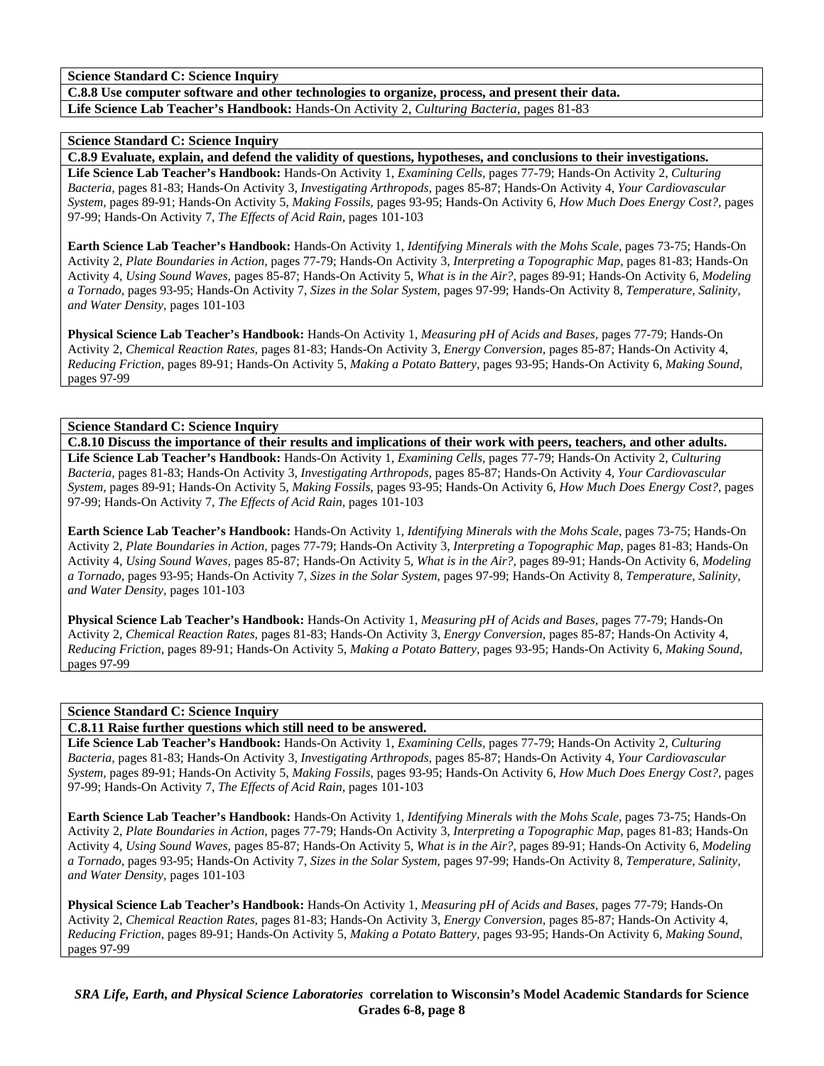**Science Standard C: Science Inquiry**

**C.8.8 Use computer software and other technologies to organize, process, and present their data.**

**Life Science Lab Teacher's Handbook:** Hands-On Activity 2, *Culturing Bacteria,* pages 81-83

**Science Standard C: Science Inquiry**

**C.8.9 Evaluate, explain, and defend the validity of questions, hypotheses, and conclusions to their investigations.**

**Life Science Lab Teacher's Handbook:** Hands-On Activity 1, *Examining Cells,* pages 77-79; Hands-On Activity 2, *Culturing Bacteria,* pages 81-83; Hands-On Activity 3, *Investigating Arthropods,* pages 85-87; Hands-On Activity 4, *Your Cardiovascular System,* pages 89-91; Hands-On Activity 5, *Making Fossils,* pages 93-95; Hands-On Activity 6, *How Much Does Energy Cost?,* pages 97-99; Hands-On Activity 7, *The Effects of Acid Rain,* pages 101-103

**Earth Science Lab Teacher's Handbook:** Hands-On Activity 1, *Identifying Minerals with the Mohs Scale,* pages 73-75; Hands-On Activity 2, *Plate Boundaries in Action,* pages 77-79; Hands-On Activity 3, *Interpreting a Topographic Map,* pages 81-83; Hands-On Activity 4, *Using Sound Waves,* pages 85-87; Hands-On Activity 5, *What is in the Air?,* pages 89-91; Hands-On Activity 6, *Modeling a Tornado,* pages 93-95; Hands-On Activity 7, *Sizes in the Solar System,* pages 97-99; Hands-On Activity 8, *Temperature, Salinity, and Water Density,* pages 101-103

**Physical Science Lab Teacher's Handbook:** Hands-On Activity 1, *Measuring pH of Acids and Bases,* pages 77-79; Hands-On Activity 2, *Chemical Reaction Rates,* pages 81-83; Hands-On Activity 3, *Energy Conversion,* pages 85-87; Hands-On Activity 4, *Reducing Friction,* pages 89-91; Hands-On Activity 5, *Making a Potato Battery,* pages 93-95; Hands-On Activity 6, *Making Sound,* pages 97-99

**Science Standard C: Science Inquiry**

**C.8.10 Discuss the importance of their results and implications of their work with peers, teachers, and other adults.**

**Life Science Lab Teacher's Handbook:** Hands-On Activity 1, *Examining Cells,* pages 77-79; Hands-On Activity 2, *Culturing Bacteria,* pages 81-83; Hands-On Activity 3, *Investigating Arthropods,* pages 85-87; Hands-On Activity 4, *Your Cardiovascular System,* pages 89-91; Hands-On Activity 5, *Making Fossils,* pages 93-95; Hands-On Activity 6, *How Much Does Energy Cost?,* pages 97-99; Hands-On Activity 7, *The Effects of Acid Rain,* pages 101-103

**Earth Science Lab Teacher's Handbook:** Hands-On Activity 1, *Identifying Minerals with the Mohs Scale,* pages 73-75; Hands-On Activity 2, *Plate Boundaries in Action,* pages 77-79; Hands-On Activity 3, *Interpreting a Topographic Map,* pages 81-83; Hands-On Activity 4, *Using Sound Waves,* pages 85-87; Hands-On Activity 5, *What is in the Air?,* pages 89-91; Hands-On Activity 6, *Modeling a Tornado,* pages 93-95; Hands-On Activity 7, *Sizes in the Solar System,* pages 97-99; Hands-On Activity 8, *Temperature, Salinity, and Water Density,* pages 101-103

**Physical Science Lab Teacher's Handbook:** Hands-On Activity 1, *Measuring pH of Acids and Bases,* pages 77-79; Hands-On Activity 2, *Chemical Reaction Rates,* pages 81-83; Hands-On Activity 3, *Energy Conversion,* pages 85-87; Hands-On Activity 4, *Reducing Friction,* pages 89-91; Hands-On Activity 5, *Making a Potato Battery,* pages 93-95; Hands-On Activity 6, *Making Sound,* pages 97-99

**Science Standard C: Science Inquiry**

**C.8.11 Raise further questions which still need to be answered.**

**Life Science Lab Teacher's Handbook:** Hands-On Activity 1, *Examining Cells,* pages 77-79; Hands-On Activity 2, *Culturing Bacteria,* pages 81-83; Hands-On Activity 3, *Investigating Arthropods,* pages 85-87; Hands-On Activity 4, *Your Cardiovascular System,* pages 89-91; Hands-On Activity 5, *Making Fossils,* pages 93-95; Hands-On Activity 6, *How Much Does Energy Cost?,* pages 97-99; Hands-On Activity 7, *The Effects of Acid Rain,* pages 101-103

**Earth Science Lab Teacher's Handbook:** Hands-On Activity 1, *Identifying Minerals with the Mohs Scale,* pages 73-75; Hands-On Activity 2, *Plate Boundaries in Action,* pages 77-79; Hands-On Activity 3, *Interpreting a Topographic Map,* pages 81-83; Hands-On Activity 4, *Using Sound Waves,* pages 85-87; Hands-On Activity 5, *What is in the Air?,* pages 89-91; Hands-On Activity 6, *Modeling a Tornado,* pages 93-95; Hands-On Activity 7, *Sizes in the Solar System,* pages 97-99; Hands-On Activity 8, *Temperature, Salinity, and Water Density,* pages 101-103

**Physical Science Lab Teacher's Handbook:** Hands-On Activity 1, *Measuring pH of Acids and Bases,* pages 77-79; Hands-On Activity 2, *Chemical Reaction Rates,* pages 81-83; Hands-On Activity 3, *Energy Conversion,* pages 85-87; Hands-On Activity 4, *Reducing Friction,* pages 89-91; Hands-On Activity 5, *Making a Potato Battery,* pages 93-95; Hands-On Activity 6, *Making Sound,* pages 97-99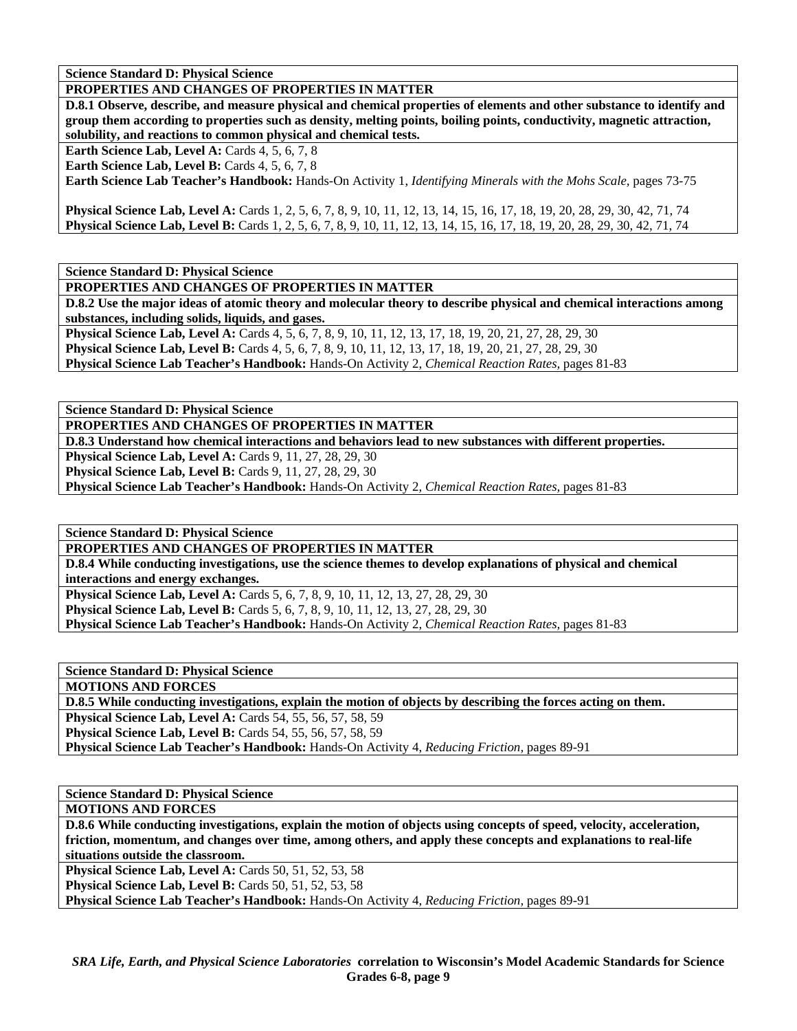**Science Standard D: Physical Science**

**PROPERTIES AND CHANGES OF PROPERTIES IN MATTER**

**D.8.1 Observe, describe, and measure physical and chemical properties of elements and other substance to identify and group them according to properties such as density, melting points, boiling points, conductivity, magnetic attraction, solubility, and reactions to common physical and chemical tests.**

**Earth Science Lab, Level A:** Cards 4, 5, 6, 7, 8
**Earth Science Lab, Level B:** Cards 4, 5, 6, 7, 8
**Earth Science Lab Teacher's Handbook:** Hands-On Activity 1, *Identifying Minerals with the Mohs Scale,* pages 73-75

**Physical Science Lab, Level A:** Cards 1, 2, 5, 6, 7, 8, 9, 10, 11, 12, 13, 14, 15, 16, 17, 18, 19, 20, 28, 29, 30, 42, 71, 74
**Physical Science Lab, Level B:** Cards 1, 2, 5, 6, 7, 8, 9, 10, 11, 12, 13, 14, 15, 16, 17, 18, 19, 20, 28, 29, 30, 42, 71, 74

**Science Standard D: Physical Science**

**PROPERTIES AND CHANGES OF PROPERTIES IN MATTER**

**D.8.2 Use the major ideas of atomic theory and molecular theory to describe physical and chemical interactions among substances, including solids, liquids, and gases.**

**Physical Science Lab, Level A:** Cards 4, 5, 6, 7, 8, 9, 10, 11, 12, 13, 17, 18, 19, 20, 21, 27, 28, 29, 30
**Physical Science Lab, Level B:** Cards 4, 5, 6, 7, 8, 9, 10, 11, 12, 13, 17, 18, 19, 20, 21, 27, 28, 29, 30
**Physical Science Lab Teacher's Handbook:** Hands-On Activity 2, *Chemical Reaction Rates,* pages 81-83

**Science Standard D: Physical Science**

**PROPERTIES AND CHANGES OF PROPERTIES IN MATTER**

**D.8.3 Understand how chemical interactions and behaviors lead to new substances with different properties.**

**Physical Science Lab, Level A:** Cards 9, 11, 27, 28, 29, 30
**Physical Science Lab, Level B:** Cards 9, 11, 27, 28, 29, 30
**Physical Science Lab Teacher's Handbook:** Hands-On Activity 2, *Chemical Reaction Rates,* pages 81-83

**Science Standard D: Physical Science**

**PROPERTIES AND CHANGES OF PROPERTIES IN MATTER**

**D.8.4 While conducting investigations, use the science themes to develop explanations of physical and chemical interactions and energy exchanges.**

**Physical Science Lab, Level A:** Cards 5, 6, 7, 8, 9, 10, 11, 12, 13, 27, 28, 29, 30
**Physical Science Lab, Level B:** Cards 5, 6, 7, 8, 9, 10, 11, 12, 13, 27, 28, 29, 30
**Physical Science Lab Teacher's Handbook:** Hands-On Activity 2, *Chemical Reaction Rates,* pages 81-83

**Science Standard D: Physical Science**

**MOTIONS AND FORCES**

**D.8.5 While conducting investigations, explain the motion of objects by describing the forces acting on them.**

**Physical Science Lab, Level A:** Cards 54, 55, 56, 57, 58, 59
**Physical Science Lab, Level B:** Cards 54, 55, 56, 57, 58, 59
**Physical Science Lab Teacher's Handbook:** Hands-On Activity 4, *Reducing Friction,* pages 89-91

**Science Standard D: Physical Science**

**MOTIONS AND FORCES**

**D.8.6 While conducting investigations, explain the motion of objects using concepts of speed, velocity, acceleration, friction, momentum, and changes over time, among others, and apply these concepts and explanations to real-life situations outside the classroom.**

**Physical Science Lab, Level A:** Cards 50, 51, 52, 53, 58
**Physical Science Lab, Level B:** Cards 50, 51, 52, 53, 58
**Physical Science Lab Teacher's Handbook:** Hands-On Activity 4, *Reducing Friction,* pages 89-91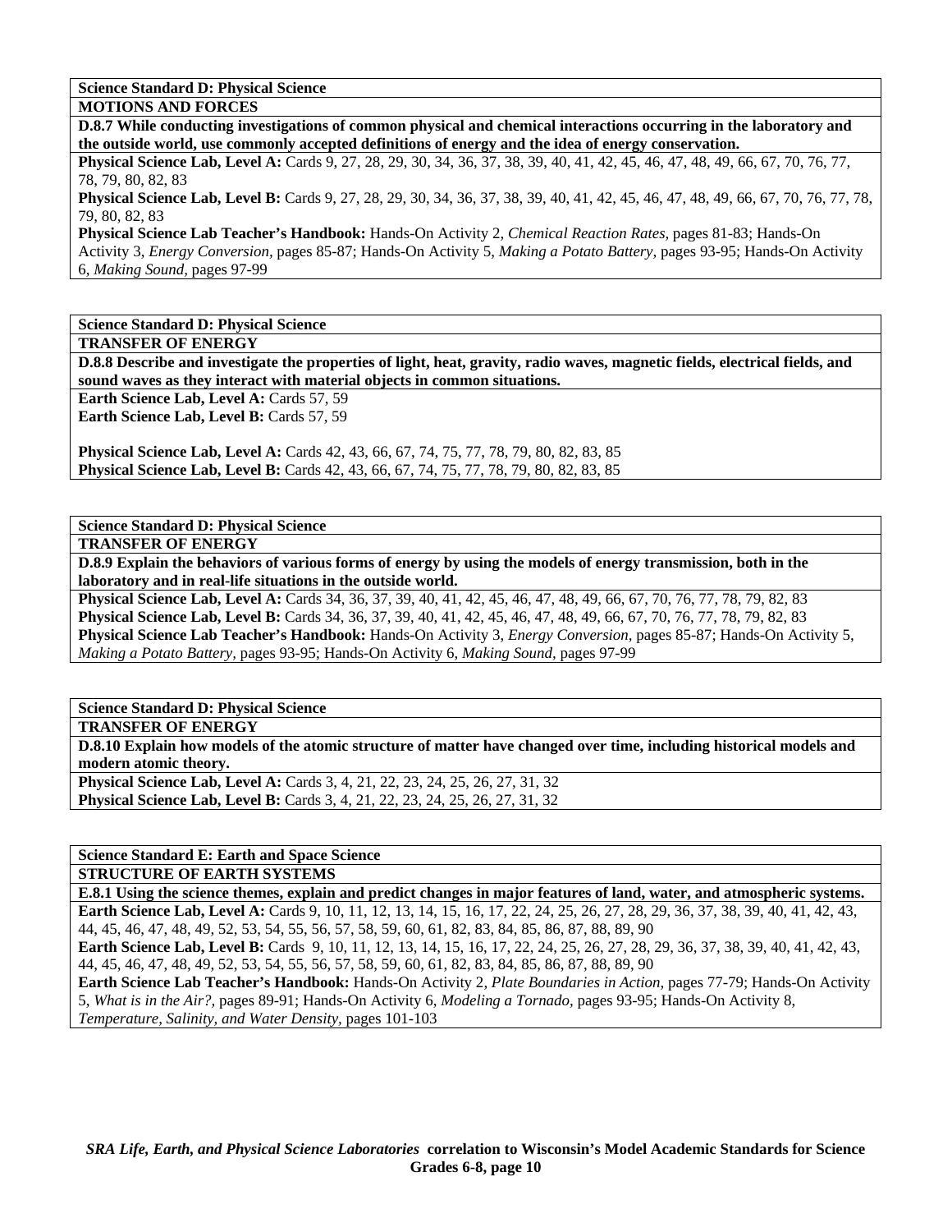**Science Standard D: Physical Science**

**MOTIONS AND FORCES**

**D.8.7 While conducting investigations of common physical and chemical interactions occurring in the laboratory and the outside world, use commonly accepted definitions of energy and the idea of energy conservation.**

**Physical Science Lab, Level A:** Cards 9, 27, 28, 29, 30, 34, 36, 37, 38, 39, 40, 41, 42, 45, 46, 47, 48, 49, 66, 67, 70, 76, 77, 78, 79, 80, 82, 83

**Physical Science Lab, Level B:** Cards 9, 27, 28, 29, 30, 34, 36, 37, 38, 39, 40, 41, 42, 45, 46, 47, 48, 49, 66, 67, 70, 76, 77, 78, 79, 80, 82, 83

**Physical Science Lab Teacher's Handbook:** Hands-On Activity 2, *Chemical Reaction Rates,* pages 81-83; Hands-On Activity 3, *Energy Conversion,* pages 85-87; Hands-On Activity 5, *Making a Potato Battery,* pages 93-95; Hands-On Activity 6, *Making Sound,* pages 97-99

**Science Standard D: Physical Science**

**TRANSFER OF ENERGY**

**D.8.8 Describe and investigate the properties of light, heat, gravity, radio waves, magnetic fields, electrical fields, and sound waves as they interact with material objects in common situations.**

**Earth Science Lab, Level A:** Cards 57, 59

**Earth Science Lab, Level B:** Cards 57, 59

**Physical Science Lab, Level A:** Cards 42, 43, 66, 67, 74, 75, 77, 78, 79, 80, 82, 83, 85

**Physical Science Lab, Level B:** Cards 42, 43, 66, 67, 74, 75, 77, 78, 79, 80, 82, 83, 85

**Science Standard D: Physical Science**

**TRANSFER OF ENERGY**

**D.8.9 Explain the behaviors of various forms of energy by using the models of energy transmission, both in the laboratory and in real-life situations in the outside world.**

**Physical Science Lab, Level A:** Cards 34, 36, 37, 39, 40, 41, 42, 45, 46, 47, 48, 49, 66, 67, 70, 76, 77, 78, 79, 82, 83

**Physical Science Lab, Level B:** Cards 34, 36, 37, 39, 40, 41, 42, 45, 46, 47, 48, 49, 66, 67, 70, 76, 77, 78, 79, 82, 83

**Physical Science Lab Teacher's Handbook:** Hands-On Activity 3, *Energy Conversion,* pages 85-87; Hands-On Activity 5, *Making a Potato Battery,* pages 93-95; Hands-On Activity 6, *Making Sound,* pages 97-99

**Science Standard D: Physical Science**

**TRANSFER OF ENERGY**

**D.8.10 Explain how models of the atomic structure of matter have changed over time, including historical models and modern atomic theory.**

**Physical Science Lab, Level A:** Cards 3, 4, 21, 22, 23, 24, 25, 26, 27, 31, 32

**Physical Science Lab, Level B:** Cards 3, 4, 21, 22, 23, 24, 25, 26, 27, 31, 32

**Science Standard E: Earth and Space Science**

**STRUCTURE OF EARTH SYSTEMS**

**E.8.1 Using the science themes, explain and predict changes in major features of land, water, and atmospheric systems.**

**Earth Science Lab, Level A:** Cards 9, 10, 11, 12, 13, 14, 15, 16, 17, 22, 24, 25, 26, 27, 28, 29, 36, 37, 38, 39, 40, 41, 42, 43, 44, 45, 46, 47, 48, 49, 52, 53, 54, 55, 56, 57, 58, 59, 60, 61, 82, 83, 84, 85, 86, 87, 88, 89, 90

**Earth Science Lab, Level B:** Cards 9, 10, 11, 12, 13, 14, 15, 16, 17, 22, 24, 25, 26, 27, 28, 29, 36, 37, 38, 39, 40, 41, 42, 43, 44, 45, 46, 47, 48, 49, 52, 53, 54, 55, 56, 57, 58, 59, 60, 61, 82, 83, 84, 85, 86, 87, 88, 89, 90

**Earth Science Lab Teacher's Handbook:** Hands-On Activity 2, *Plate Boundaries in Action,* pages 77-79; Hands-On Activity 5, *What is in the Air?,* pages 89-91; Hands-On Activity 6, *Modeling a Tornado,* pages 93-95; Hands-On Activity 8, *Temperature, Salinity, and Water Density,* pages 101-103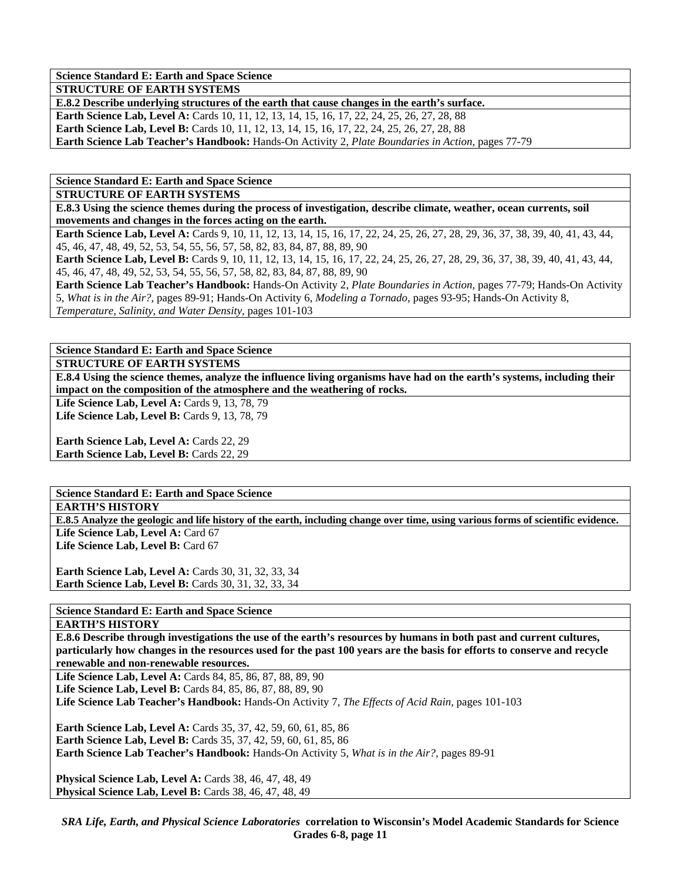**Science Standard E: Earth and Space Science**

**STRUCTURE OF EARTH SYSTEMS**

**E.8.2 Describe underlying structures of the earth that cause changes in the earth's surface.**

**Earth Science Lab, Level A:** Cards 10, 11, 12, 13, 14, 15, 16, 17, 22, 24, 25, 26, 27, 28, 88
**Earth Science Lab, Level B:** Cards 10, 11, 12, 13, 14, 15, 16, 17, 22, 24, 25, 26, 27, 28, 88
**Earth Science Lab Teacher's Handbook:** Hands-On Activity 2, *Plate Boundaries in Action,* pages 77-79

**Science Standard E: Earth and Space Science**

**STRUCTURE OF EARTH SYSTEMS**

**E.8.3 Using the science themes during the process of investigation, describe climate, weather, ocean currents, soil movements and changes in the forces acting on the earth.**

**Earth Science Lab, Level A:** Cards 9, 10, 11, 12, 13, 14, 15, 16, 17, 22, 24, 25, 26, 27, 28, 29, 36, 37, 38, 39, 40, 41, 43, 44, 45, 46, 47, 48, 49, 52, 53, 54, 55, 56, 57, 58, 82, 83, 84, 87, 88, 89, 90
**Earth Science Lab, Level B:** Cards 9, 10, 11, 12, 13, 14, 15, 16, 17, 22, 24, 25, 26, 27, 28, 29, 36, 37, 38, 39, 40, 41, 43, 44, 45, 46, 47, 48, 49, 52, 53, 54, 55, 56, 57, 58, 82, 83, 84, 87, 88, 89, 90
**Earth Science Lab Teacher's Handbook:** Hands-On Activity 2, *Plate Boundaries in Action,* pages 77-79; Hands-On Activity 5, *What is in the Air?,* pages 89-91; Hands-On Activity 6, *Modeling a Tornado,* pages 93-95; Hands-On Activity 8, *Temperature, Salinity, and Water Density,* pages 101-103

**Science Standard E: Earth and Space Science**

**STRUCTURE OF EARTH SYSTEMS**

**E.8.4 Using the science themes, analyze the influence living organisms have had on the earth's systems, including their impact on the composition of the atmosphere and the weathering of rocks.**

**Life Science Lab, Level A:** Cards 9, 13, 78, 79
**Life Science Lab, Level B:** Cards 9, 13, 78, 79

**Earth Science Lab, Level A:** Cards 22, 29
**Earth Science Lab, Level B:** Cards 22, 29

**Science Standard E: Earth and Space Science**

**EARTH'S HISTORY**

**E.8.5 Analyze the geologic and life history of the earth, including change over time, using various forms of scientific evidence.**

**Life Science Lab, Level A:** Card 67
**Life Science Lab, Level B:** Card 67

**Earth Science Lab, Level A:** Cards 30, 31, 32, 33, 34
**Earth Science Lab, Level B:** Cards 30, 31, 32, 33, 34

**Science Standard E: Earth and Space Science**

**EARTH'S HISTORY**

**E.8.6 Describe through investigations the use of the earth's resources by humans in both past and current cultures, particularly how changes in the resources used for the past 100 years are the basis for efforts to conserve and recycle renewable and non-renewable resources.**

**Life Science Lab, Level A:** Cards 84, 85, 86, 87, 88, 89, 90
**Life Science Lab, Level B:** Cards 84, 85, 86, 87, 88, 89, 90
**Life Science Lab Teacher's Handbook:** Hands-On Activity 7, *The Effects of Acid Rain,* pages 101-103

**Earth Science Lab, Level A:** Cards 35, 37, 42, 59, 60, 61, 85, 86
**Earth Science Lab, Level B:** Cards 35, 37, 42, 59, 60, 61, 85, 86
**Earth Science Lab Teacher's Handbook:** Hands-On Activity 5, *What is in the Air?,* pages 89-91

**Physical Science Lab, Level A:** Cards 38, 46, 47, 48, 49
**Physical Science Lab, Level B:** Cards 38, 46, 47, 48, 49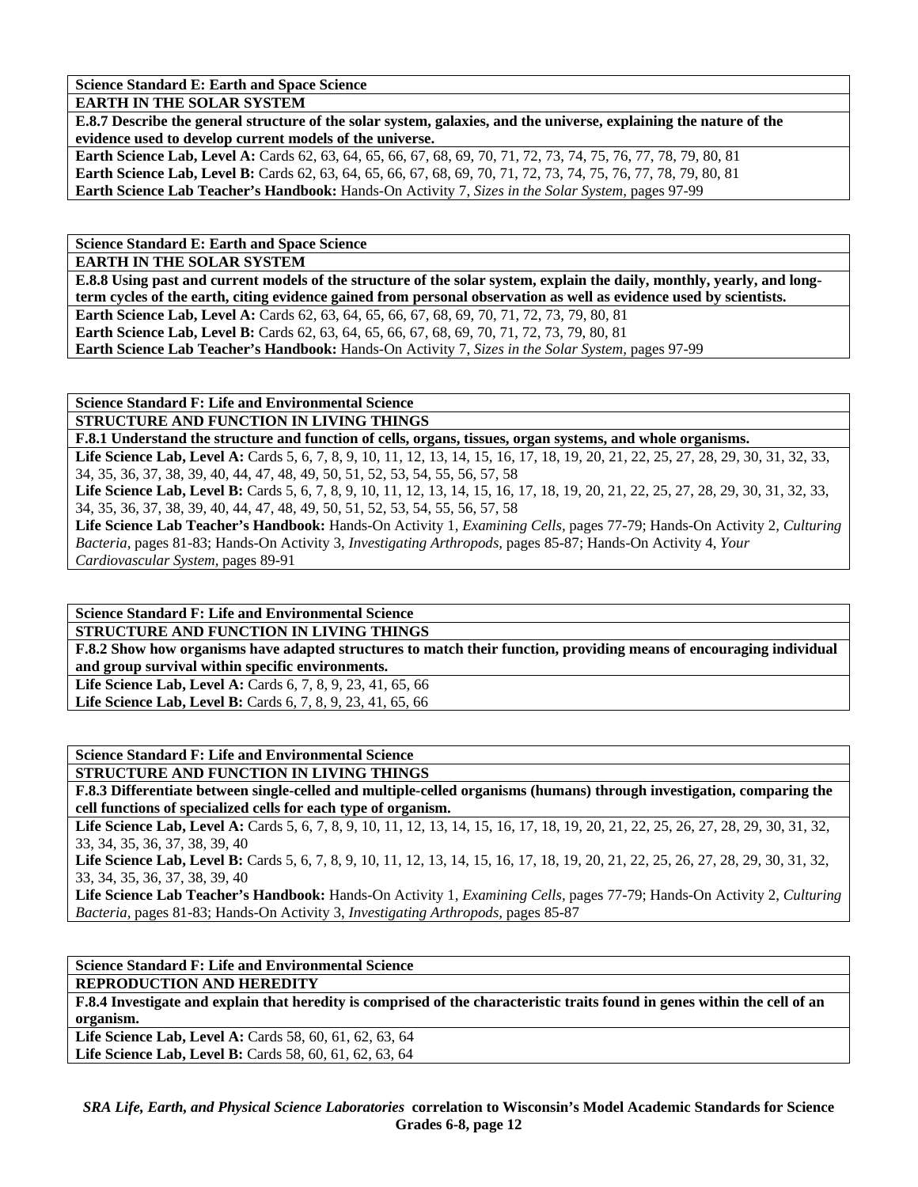**Science Standard E: Earth and Space Science**

**EARTH IN THE SOLAR SYSTEM**

**E.8.7 Describe the general structure of the solar system, galaxies, and the universe, explaining the nature of the evidence used to develop current models of the universe.**

**Earth Science Lab, Level A:** Cards 62, 63, 64, 65, 66, 67, 68, 69, 70, 71, 72, 73, 74, 75, 76, 77, 78, 79, 80, 81
**Earth Science Lab, Level B:** Cards 62, 63, 64, 65, 66, 67, 68, 69, 70, 71, 72, 73, 74, 75, 76, 77, 78, 79, 80, 81
**Earth Science Lab Teacher's Handbook:** Hands-On Activity 7, *Sizes in the Solar System,* pages 97-99

**Science Standard E: Earth and Space Science**

**EARTH IN THE SOLAR SYSTEM**

**E.8.8 Using past and current models of the structure of the solar system, explain the daily, monthly, yearly, and long-term cycles of the earth, citing evidence gained from personal observation as well as evidence used by scientists.**

**Earth Science Lab, Level A:** Cards 62, 63, 64, 65, 66, 67, 68, 69, 70, 71, 72, 73, 79, 80, 81
**Earth Science Lab, Level B:** Cards 62, 63, 64, 65, 66, 67, 68, 69, 70, 71, 72, 73, 79, 80, 81
**Earth Science Lab Teacher's Handbook:** Hands-On Activity 7, *Sizes in the Solar System,* pages 97-99

**Science Standard F: Life and Environmental Science**

**STRUCTURE AND FUNCTION IN LIVING THINGS**

**F.8.1 Understand the structure and function of cells, organs, tissues, organ systems, and whole organisms.**

**Life Science Lab, Level A:** Cards 5, 6, 7, 8, 9, 10, 11, 12, 13, 14, 15, 16, 17, 18, 19, 20, 21, 22, 25, 27, 28, 29, 30, 31, 32, 33, 34, 35, 36, 37, 38, 39, 40, 44, 47, 48, 49, 50, 51, 52, 53, 54, 55, 56, 57, 58
**Life Science Lab, Level B:** Cards 5, 6, 7, 8, 9, 10, 11, 12, 13, 14, 15, 16, 17, 18, 19, 20, 21, 22, 25, 27, 28, 29, 30, 31, 32, 33, 34, 35, 36, 37, 38, 39, 40, 44, 47, 48, 49, 50, 51, 52, 53, 54, 55, 56, 57, 58
**Life Science Lab Teacher's Handbook:** Hands-On Activity 1, *Examining Cells,* pages 77-79; Hands-On Activity 2, *Culturing Bacteria,* pages 81-83; Hands-On Activity 3, *Investigating Arthropods,* pages 85-87; Hands-On Activity 4, *Your Cardiovascular System,* pages 89-91

**Science Standard F: Life and Environmental Science**

**STRUCTURE AND FUNCTION IN LIVING THINGS**

**F.8.2 Show how organisms have adapted structures to match their function, providing means of encouraging individual and group survival within specific environments.**

**Life Science Lab, Level A:** Cards 6, 7, 8, 9, 23, 41, 65, 66
**Life Science Lab, Level B:** Cards 6, 7, 8, 9, 23, 41, 65, 66

**Science Standard F: Life and Environmental Science**

**STRUCTURE AND FUNCTION IN LIVING THINGS**

**F.8.3 Differentiate between single-celled and multiple-celled organisms (humans) through investigation, comparing the cell functions of specialized cells for each type of organism.**

**Life Science Lab, Level A:** Cards 5, 6, 7, 8, 9, 10, 11, 12, 13, 14, 15, 16, 17, 18, 19, 20, 21, 22, 25, 26, 27, 28, 29, 30, 31, 32, 33, 34, 35, 36, 37, 38, 39, 40
**Life Science Lab, Level B:** Cards 5, 6, 7, 8, 9, 10, 11, 12, 13, 14, 15, 16, 17, 18, 19, 20, 21, 22, 25, 26, 27, 28, 29, 30, 31, 32, 33, 34, 35, 36, 37, 38, 39, 40
**Life Science Lab Teacher's Handbook:** Hands-On Activity 1, *Examining Cells,* pages 77-79; Hands-On Activity 2, *Culturing Bacteria,* pages 81-83; Hands-On Activity 3, *Investigating Arthropods,* pages 85-87

**Science Standard F: Life and Environmental Science**

**REPRODUCTION AND HEREDITY**

**F.8.4 Investigate and explain that heredity is comprised of the characteristic traits found in genes within the cell of an organism.**

**Life Science Lab, Level A:** Cards 58, 60, 61, 62, 63, 64
**Life Science Lab, Level B:** Cards 58, 60, 61, 62, 63, 64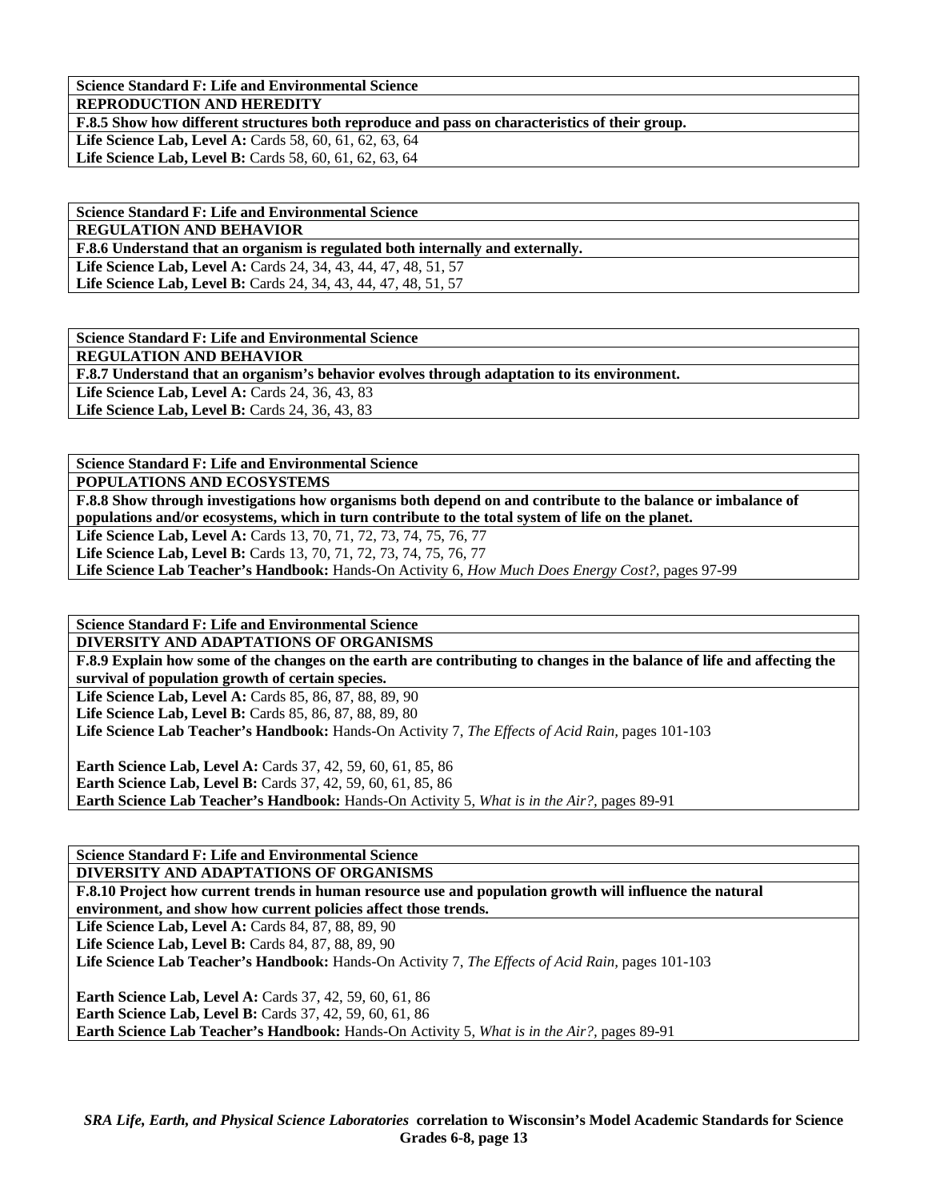**Science Standard F: Life and Environmental Science**

**REPRODUCTION AND HEREDITY**

**F.8.5 Show how different structures both reproduce and pass on characteristics of their group.**

**Life Science Lab, Level A:** Cards 58, 60, 61, 62, 63, 64
**Life Science Lab, Level B:** Cards 58, 60, 61, 62, 63, 64

**Science Standard F: Life and Environmental Science**

**REGULATION AND BEHAVIOR**

**F.8.6 Understand that an organism is regulated both internally and externally.**

**Life Science Lab, Level A:** Cards 24, 34, 43, 44, 47, 48, 51, 57
**Life Science Lab, Level B:** Cards 24, 34, 43, 44, 47, 48, 51, 57

**Science Standard F: Life and Environmental Science**

**REGULATION AND BEHAVIOR**

**F.8.7 Understand that an organism's behavior evolves through adaptation to its environment.**

**Life Science Lab, Level A:** Cards 24, 36, 43, 83
**Life Science Lab, Level B:** Cards 24, 36, 43, 83

**Science Standard F: Life and Environmental Science**

**POPULATIONS AND ECOSYSTEMS**

**F.8.8 Show through investigations how organisms both depend on and contribute to the balance or imbalance of populations and/or ecosystems, which in turn contribute to the total system of life on the planet.**

**Life Science Lab, Level A:** Cards 13, 70, 71, 72, 73, 74, 75, 76, 77
**Life Science Lab, Level B:** Cards 13, 70, 71, 72, 73, 74, 75, 76, 77
**Life Science Lab Teacher's Handbook:** Hands-On Activity 6, *How Much Does Energy Cost?,* pages 97-99

**Science Standard F: Life and Environmental Science**

**DIVERSITY AND ADAPTATIONS OF ORGANISMS**

**F.8.9 Explain how some of the changes on the earth are contributing to changes in the balance of life and affecting the survival of population growth of certain species.**

**Life Science Lab, Level A:** Cards 85, 86, 87, 88, 89, 90
**Life Science Lab, Level B:** Cards 85, 86, 87, 88, 89, 80
**Life Science Lab Teacher's Handbook:** Hands-On Activity 7, *The Effects of Acid Rain,* pages 101-103

**Earth Science Lab, Level A:** Cards 37, 42, 59, 60, 61, 85, 86
**Earth Science Lab, Level B:** Cards 37, 42, 59, 60, 61, 85, 86
**Earth Science Lab Teacher's Handbook:** Hands-On Activity 5, *What is in the Air?,* pages 89-91

**Science Standard F: Life and Environmental Science**

**DIVERSITY AND ADAPTATIONS OF ORGANISMS**

**F.8.10 Project how current trends in human resource use and population growth will influence the natural environment, and show how current policies affect those trends.**

**Life Science Lab, Level A:** Cards 84, 87, 88, 89, 90
**Life Science Lab, Level B:** Cards 84, 87, 88, 89, 90
**Life Science Lab Teacher's Handbook:** Hands-On Activity 7, *The Effects of Acid Rain,* pages 101-103

**Earth Science Lab, Level A:** Cards 37, 42, 59, 60, 61, 86
**Earth Science Lab, Level B:** Cards 37, 42, 59, 60, 61, 86
**Earth Science Lab Teacher's Handbook:** Hands-On Activity 5, *What is in the Air?,* pages 89-91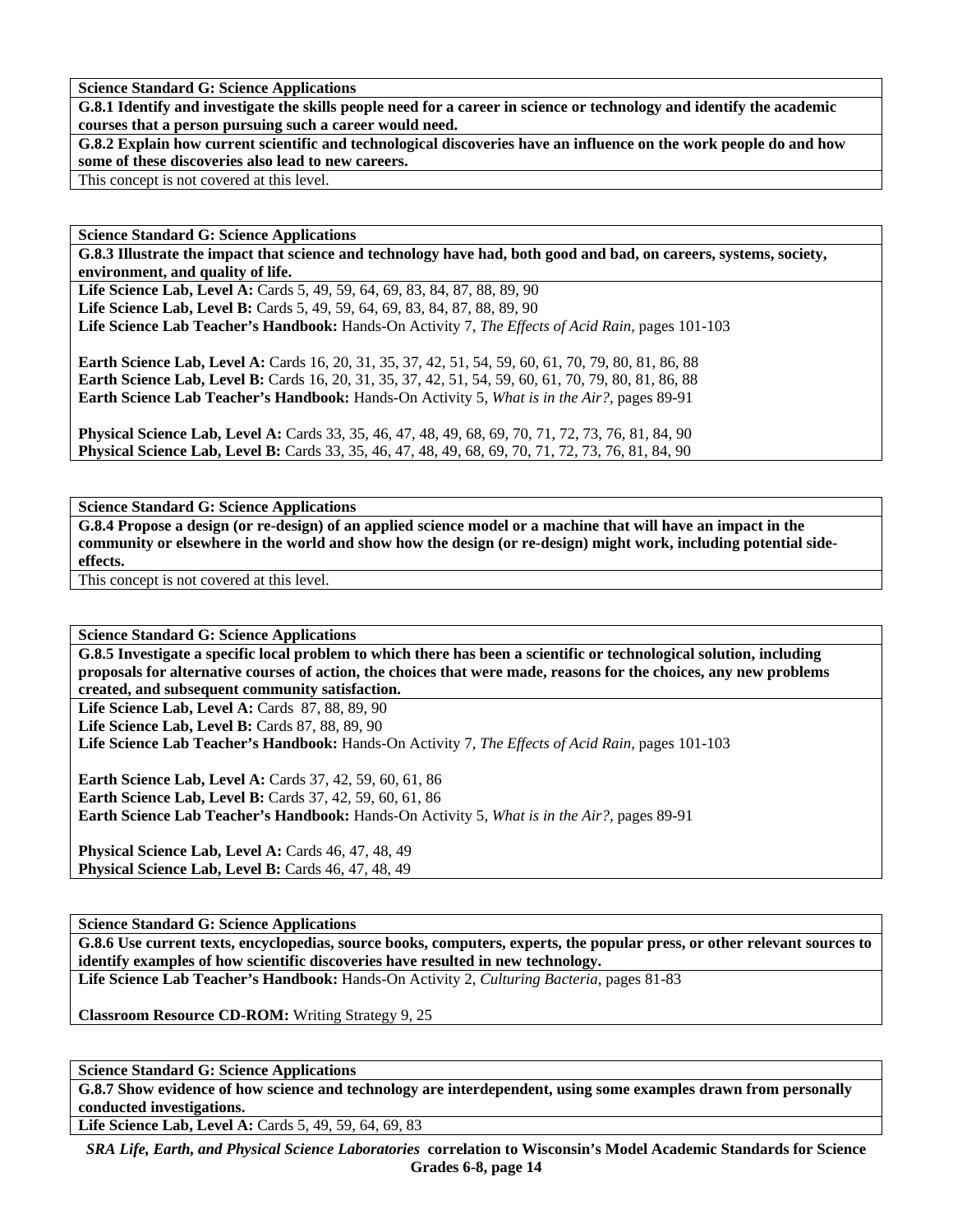**Science Standard G: Science Applications**

**G.8.1 Identify and investigate the skills people need for a career in science or technology and identify the academic courses that a person pursuing such a career would need.**

**G.8.2 Explain how current scientific and technological discoveries have an influence on the work people do and how some of these discoveries also lead to new careers.**

This concept is not covered at this level.

**Science Standard G: Science Applications**

**G.8.3 Illustrate the impact that science and technology have had, both good and bad, on careers, systems, society, environment, and quality of life.**

**Life Science Lab, Level A:** Cards 5, 49, 59, 64, 69, 83, 84, 87, 88, 89, 90
**Life Science Lab, Level B:** Cards 5, 49, 59, 64, 69, 83, 84, 87, 88, 89, 90
**Life Science Lab Teacher's Handbook:** Hands-On Activity 7, *The Effects of Acid Rain,* pages 101-103

**Earth Science Lab, Level A:** Cards 16, 20, 31, 35, 37, 42, 51, 54, 59, 60, 61, 70, 79, 80, 81, 86, 88
**Earth Science Lab, Level B:** Cards 16, 20, 31, 35, 37, 42, 51, 54, 59, 60, 61, 70, 79, 80, 81, 86, 88
**Earth Science Lab Teacher's Handbook:** Hands-On Activity 5, *What is in the Air?,* pages 89-91

**Physical Science Lab, Level A:** Cards 33, 35, 46, 47, 48, 49, 68, 69, 70, 71, 72, 73, 76, 81, 84, 90
**Physical Science Lab, Level B:** Cards 33, 35, 46, 47, 48, 49, 68, 69, 70, 71, 72, 73, 76, 81, 84, 90

**Science Standard G: Science Applications**

**G.8.4 Propose a design (or re-design) of an applied science model or a machine that will have an impact in the community or elsewhere in the world and show how the design (or re-design) might work, including potential side-effects.**

This concept is not covered at this level.

**Science Standard G: Science Applications**

**G.8.5 Investigate a specific local problem to which there has been a scientific or technological solution, including proposals for alternative courses of action, the choices that were made, reasons for the choices, any new problems created, and subsequent community satisfaction.**

**Life Science Lab, Level A:** Cards 87, 88, 89, 90
**Life Science Lab, Level B:** Cards 87, 88, 89, 90
**Life Science Lab Teacher's Handbook:** Hands-On Activity 7, *The Effects of Acid Rain,* pages 101-103

**Earth Science Lab, Level A:** Cards 37, 42, 59, 60, 61, 86
**Earth Science Lab, Level B:** Cards 37, 42, 59, 60, 61, 86
**Earth Science Lab Teacher's Handbook:** Hands-On Activity 5, *What is in the Air?,* pages 89-91

**Physical Science Lab, Level A:** Cards 46, 47, 48, 49
**Physical Science Lab, Level B:** Cards 46, 47, 48, 49

**Science Standard G: Science Applications**

**G.8.6 Use current texts, encyclopedias, source books, computers, experts, the popular press, or other relevant sources to identify examples of how scientific discoveries have resulted in new technology.**

**Life Science Lab Teacher's Handbook:** Hands-On Activity 2, *Culturing Bacteria,* pages 81-83

**Classroom Resource CD-ROM:** Writing Strategy 9, 25

**Science Standard G: Science Applications**

**G.8.7 Show evidence of how science and technology are interdependent, using some examples drawn from personally conducted investigations.**

**Life Science Lab, Level A:** Cards 5, 49, 59, 64, 69, 83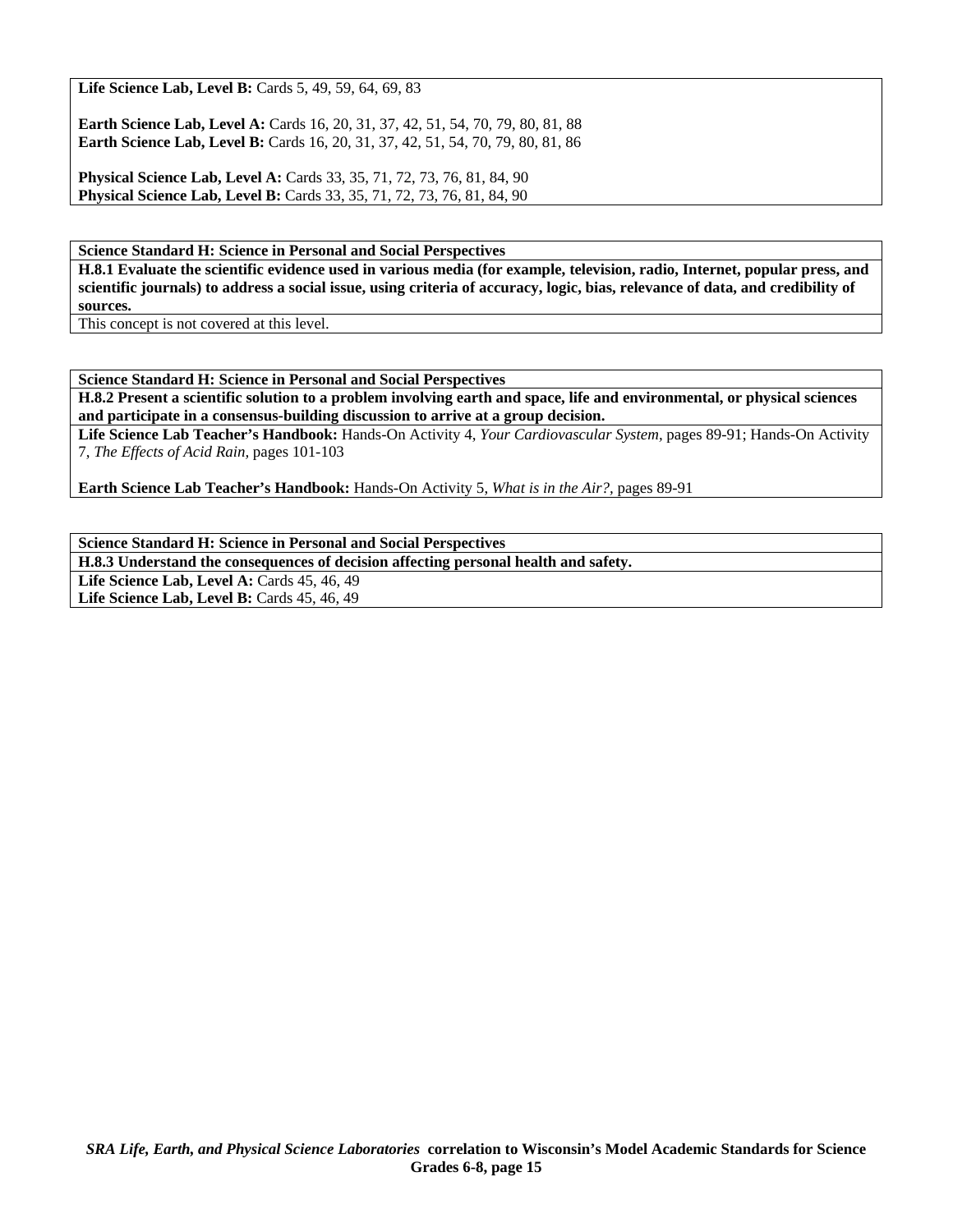**Life Science Lab, Level B:** Cards 5, 49, 59, 64, 69, 83

**Earth Science Lab, Level A:** Cards 16, 20, 31, 37, 42, 51, 54, 70, 79, 80, 81, 88
**Earth Science Lab, Level B:** Cards 16, 20, 31, 37, 42, 51, 54, 70, 79, 80, 81, 86

**Physical Science Lab, Level A:** Cards 33, 35, 71, 72, 73, 76, 81, 84, 90
**Physical Science Lab, Level B:** Cards 33, 35, 71, 72, 73, 76, 81, 84, 90

**Science Standard H: Science in Personal and Social Perspectives**

**H.8.1 Evaluate the scientific evidence used in various media (for example, television, radio, Internet, popular press, and scientific journals) to address a social issue, using criteria of accuracy, logic, bias, relevance of data, and credibility of sources.**

This concept is not covered at this level.

**Science Standard H: Science in Personal and Social Perspectives**

**H.8.2 Present a scientific solution to a problem involving earth and space, life and environmental, or physical sciences and participate in a consensus-building discussion to arrive at a group decision.**

**Life Science Lab Teacher's Handbook:** Hands-On Activity 4, *Your Cardiovascular System,* pages 89-91; Hands-On Activity 7, *The Effects of Acid Rain,* pages 101-103

**Earth Science Lab Teacher's Handbook:** Hands-On Activity 5, *What is in the Air?,* pages 89-91

**Science Standard H: Science in Personal and Social Perspectives**

**H.8.3 Understand the consequences of decision affecting personal health and safety.**

**Life Science Lab, Level A:** Cards 45, 46, 49
**Life Science Lab, Level B:** Cards 45, 46, 49